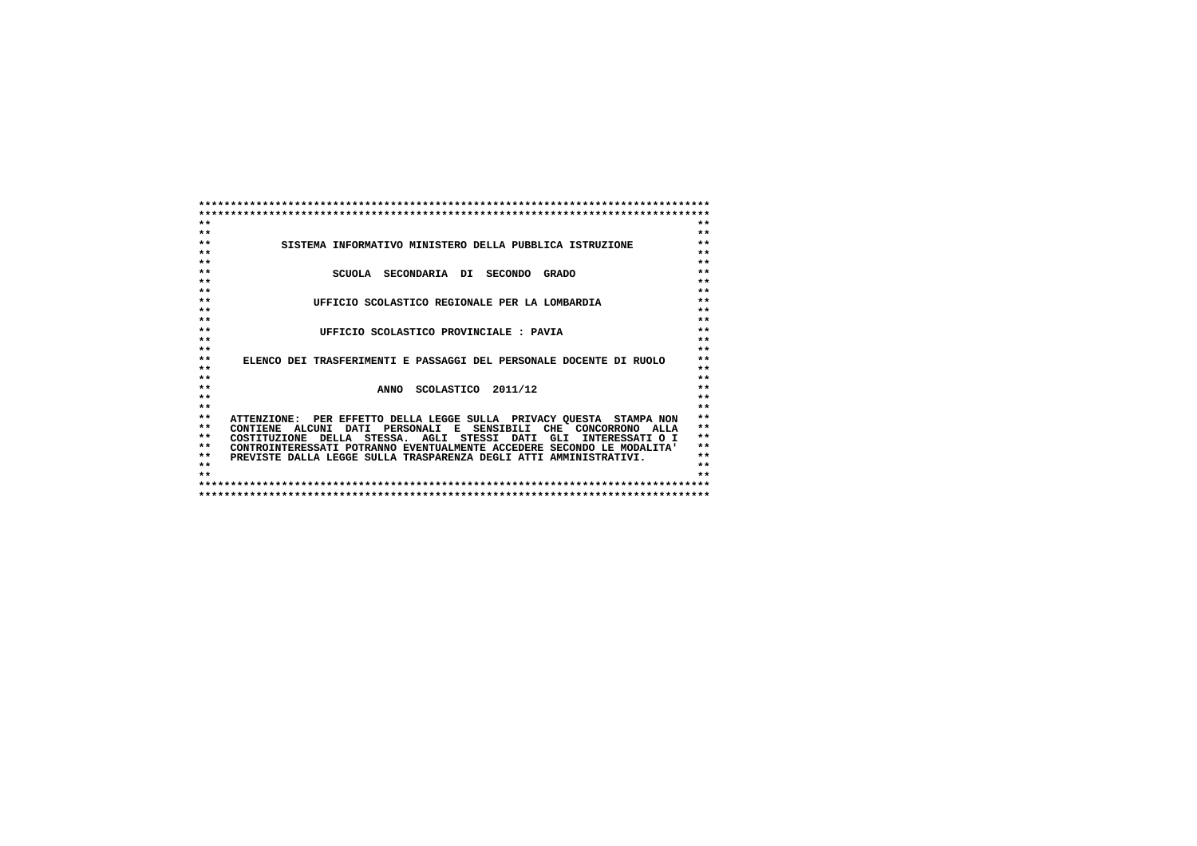# SISTEMA INFORMATIVO MINISTERO DELLA PUBBLICA ISTRUZIONE

## SCUOLA SECONDARIA DI SECONDO GRADO

## UFFICIO SCOLASTICO REGIONALE PER LA LOMBARDIA

## UFFICIO SCOLASTICO PROVINCIALE : PAVIA

## ELENCO DEI TRASFERIMENTI E PASSAGGI DEL PERSONALE DOCENTE DI RUOLO

## ANNO SCOLASTICO 2011/12

ATTENZIONE: PER EFFETTO DELLA LEGGE SULLA PRIVACY QUESTA STAMPA NON CONTIENE ALCUNI DATI PERSONALI E SENSIBILI CHE CONCORRONO ALLA COSTITUZIONE DELLA STESSA. AGLI STESSI DATI GLI INTERESSATI O I CONTROINTERESSATI POTRANNO EVENTUALMENTE ACCEDERE SECONDO LE MODALITA' PREVISTE DALLA LEGGE SULLA TRASPARENZA DEGLI ATTI AMMINISTRATIVI.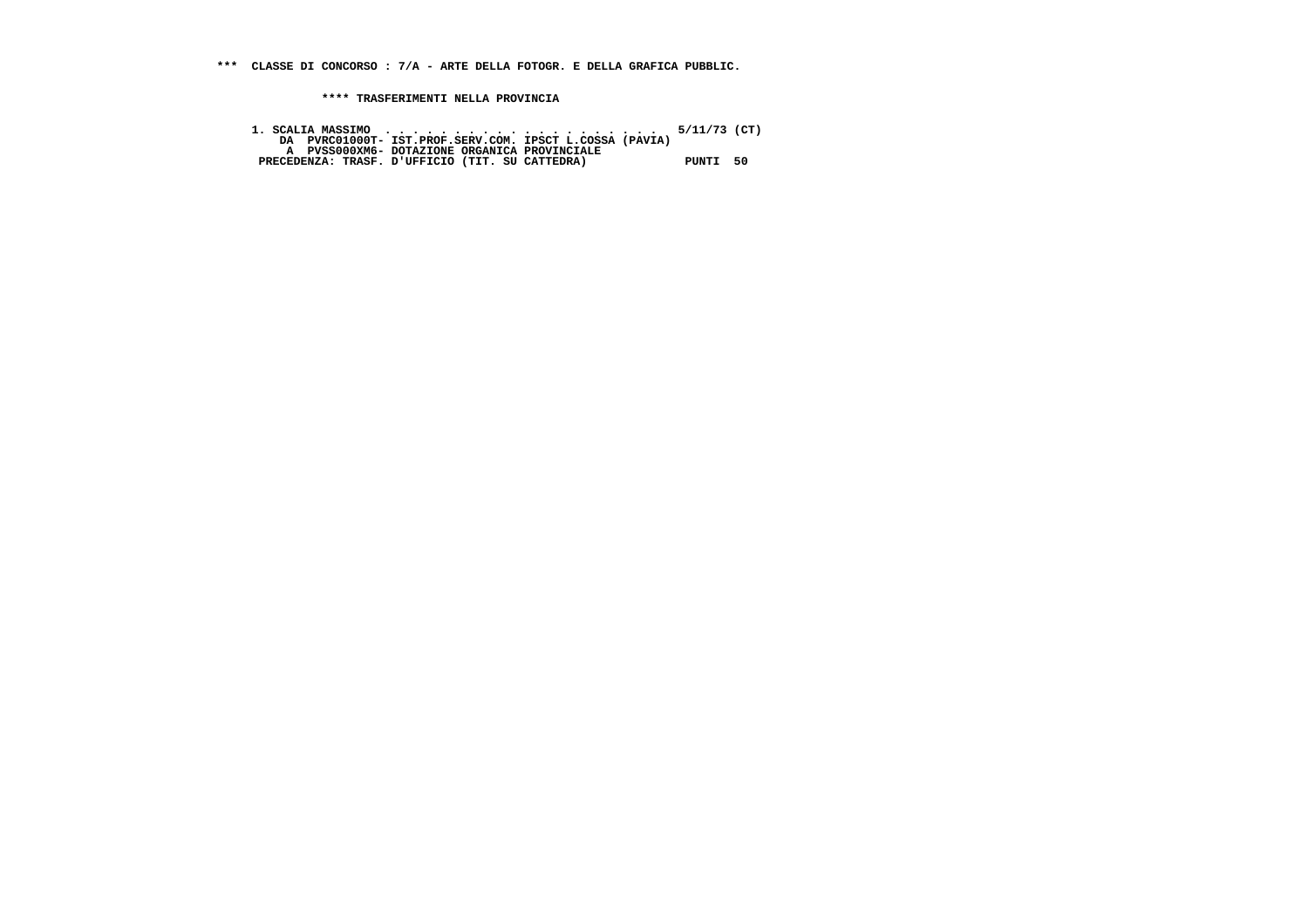**\*\*\* CLASSE DI CONCORSO : 7/A - ARTE DELLA FOTOGR. E DELLA GRAFICA PUBBLIC.**

**\*\*\*\* TRASFERIMENTI NELLA PROVINCIA**

```
1. SCALIA MASSIMO  . . . . . . . . . . . . . . . . . . . . .  5/11/73 (CT)
    DA  PVRC01000T- IST.PROF.SERV.COM. IPSCT L.COSSA (PAVIA)
     A  PVSS000XM6- DOTAZIONE ORGANICA PROVINCIALE
 PRECEDENZA: TRASF. D'UFFICIO (TIT. SU CATTEDRA)             PUNTI  50
```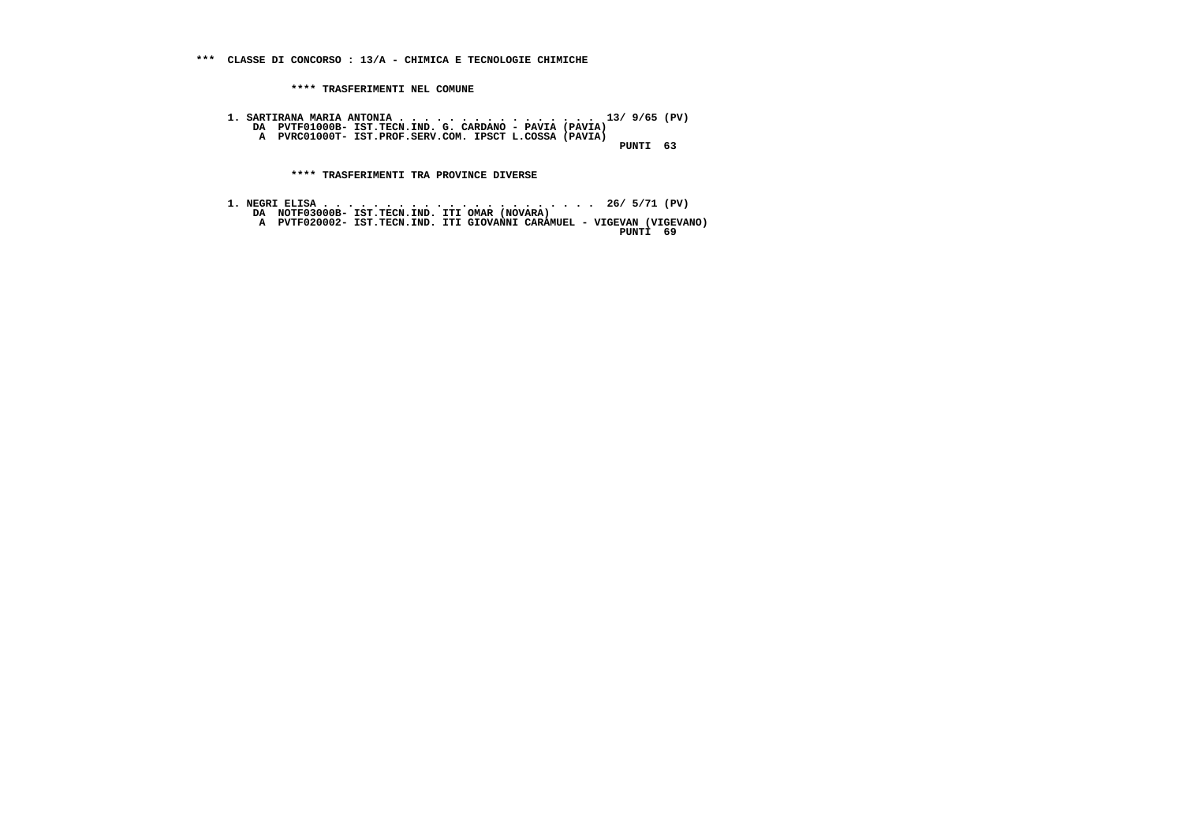**\*\*\* CLASSE DI CONCORSO : 13/A - CHIMICA E TECNOLOGIE CHIMICHE**

**\*\*\*\* TRASFERIMENTI NEL COMUNE**

```
1. SARTIRANA MARIA ANTONIA . . . . . . . . . . . . . . . . 13/ 9/65 (PV)
    DA  PVTF01000B- IST.TECN.IND. G. CARDANO - PAVIA (PAVIA)
     A  PVRC01000T- IST.PROF.SERV.COM. IPSCT L.COSSA (PAVIA)
                                                             PUNTI  63
```

**\*\*\*\* TRASFERIMENTI TRA PROVINCE DIVERSE**

```
1. NEGRI ELISA . . . . . . . . . . . . . . . . . . . . . . 26/ 5/71 (PV)
    DA  NOTF03000B- IST.TECN.IND. ITI OMAR (NOVARA)
     A  PVTF020002- IST.TECN.IND. ITI GIOVANNI CARAMUEL - VIGEVAN (VIGEVANO)
                                                             PUNTI  69
```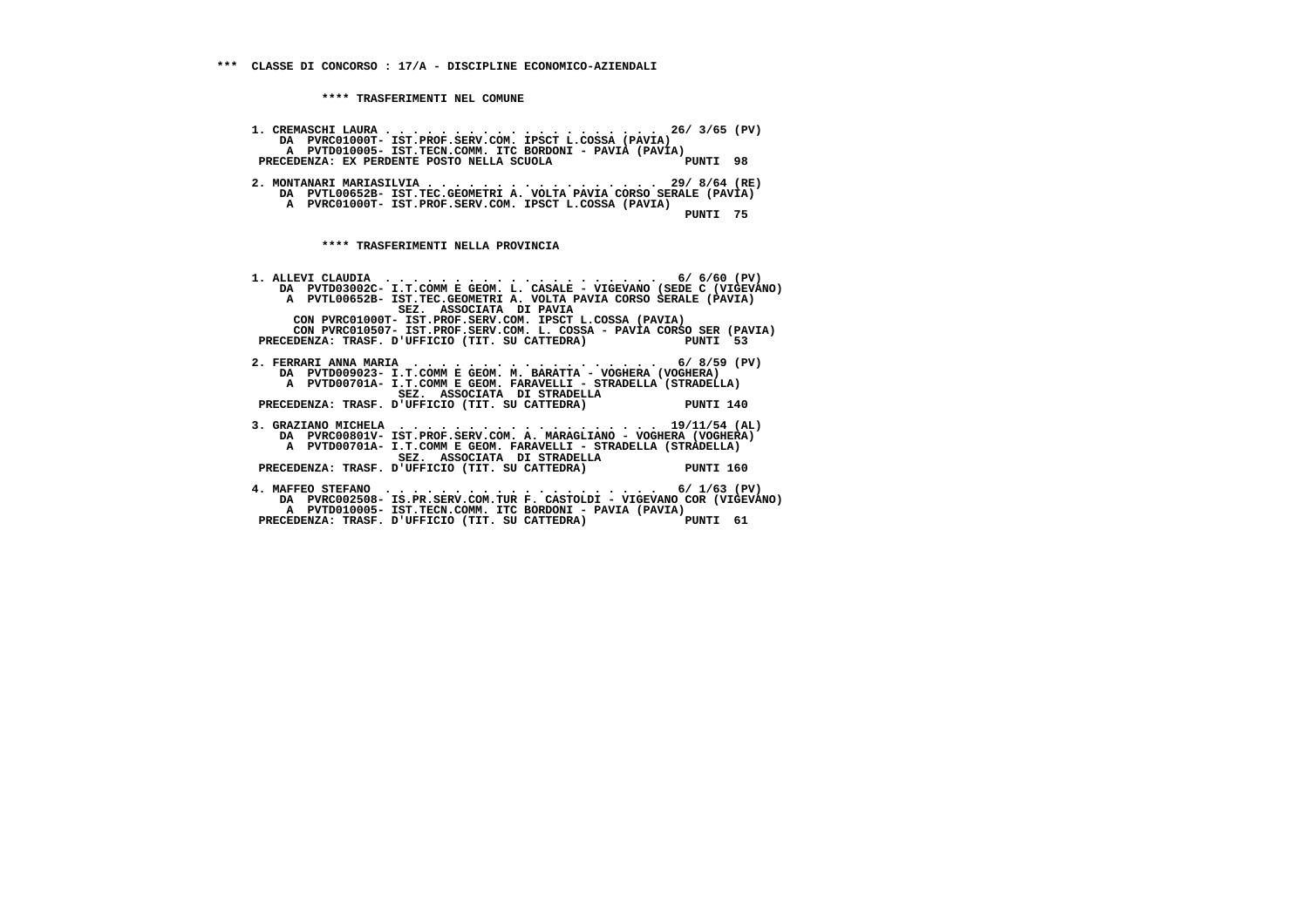*** CLASSE DI CONCORSO : 17/A - DISCIPLINE ECONOMICO-AZIENDALI

**** TRASFERIMENTI NEL COMUNE

1. CREMASCHI LAURA . . . . . . . . . . . . . . . . . . . . . 26/ 3/65 (PV)
   DA PVRC01000T- IST.PROF.SERV.COM. IPSCT L.COSSA (PAVIA)
   A PVTD010005- IST.TECN.COMM. ITC BORDONI - PAVIA (PAVIA)
   PRECEDENZA: EX PERDENTE POSTO NELLA SCUOLA PUNTI 98

2. MONTANARI MARIASILVIA . . . . . . . . . . . . . . . . . 29/ 8/64 (RE)
   DA PVTL00652B- IST.TEC.GEOMETRI A. VOLTA PAVIA CORSO SERALE (PAVIA)
   A PVRC01000T- IST.PROF.SERV.COM. IPSCT L.COSSA (PAVIA)
   PUNTI 75

**** TRASFERIMENTI NELLA PROVINCIA

1. ALLEVI CLAUDIA . . . . . . . . . . . . . . . . . . . . 6/ 6/60 (PV)
   DA PVTD03002C- I.T.COMM E GEOM. L. CASALE - VIGEVANO (SEDE C (VIGEVANO)
   A PVTL00652B- IST.TEC.GEOMETRI A. VOLTA PAVIA CORSO SERALE (PAVIA)
   SEZ. ASSOCIATA DI PAVIA
   CON PVRC01000T- IST.PROF.SERV.COM. IPSCT L.COSSA (PAVIA)
   CON PVRC010507- IST.PROF.SERV.COM. L. COSSA - PAVIA CORSO SER (PAVIA)
   PRECEDENZA: TRASF. D'UFFICIO (TIT. SU CATTEDRA) PUNTI 53

2. FERRARI ANNA MARIA . . . . . . . . . . . . . . . . . . 6/ 8/59 (PV)
   DA PVTD009023- I.T.COMM E GEOM. M. BARATTA - VOGHERA (VOGHERA)
   A PVTD00701A- I.T.COMM E GEOM. FARAVELLI - STRADELLA (STRADELLA)
   SEZ. ASSOCIATA DI STRADELLA
   PRECEDENZA: TRASF. D'UFFICIO (TIT. SU CATTEDRA) PUNTI 140

3. GRAZIANO MICHELA . . . . . . . . . . . . . . . . . . . 19/11/54 (AL)
   DA PVRC00801V- IST.PROF.SERV.COM. A. MARAGLIANO - VOGHERA (VOGHERA)
   A PVTD00701A- I.T.COMM E GEOM. FARAVELLI - STRADELLA (STRADELLA)
   SEZ. ASSOCIATA DI STRADELLA
   PRECEDENZA: TRASF. D'UFFICIO (TIT. SU CATTEDRA) PUNTI 160

4. MAFFEO STEFANO . . . . . . . . . . . . . . . . . . . . 6/ 1/63 (PV)
   DA PVRC002508- IS.PR.SERV.COM.TUR F. CASTOLDI - VIGEVANO COR (VIGEVANO)
   A PVTD010005- IST.TECN.COMM. ITC BORDONI - PAVIA (PAVIA)
   PRECEDENZA: TRASF. D'UFFICIO (TIT. SU CATTEDRA) PUNTI 61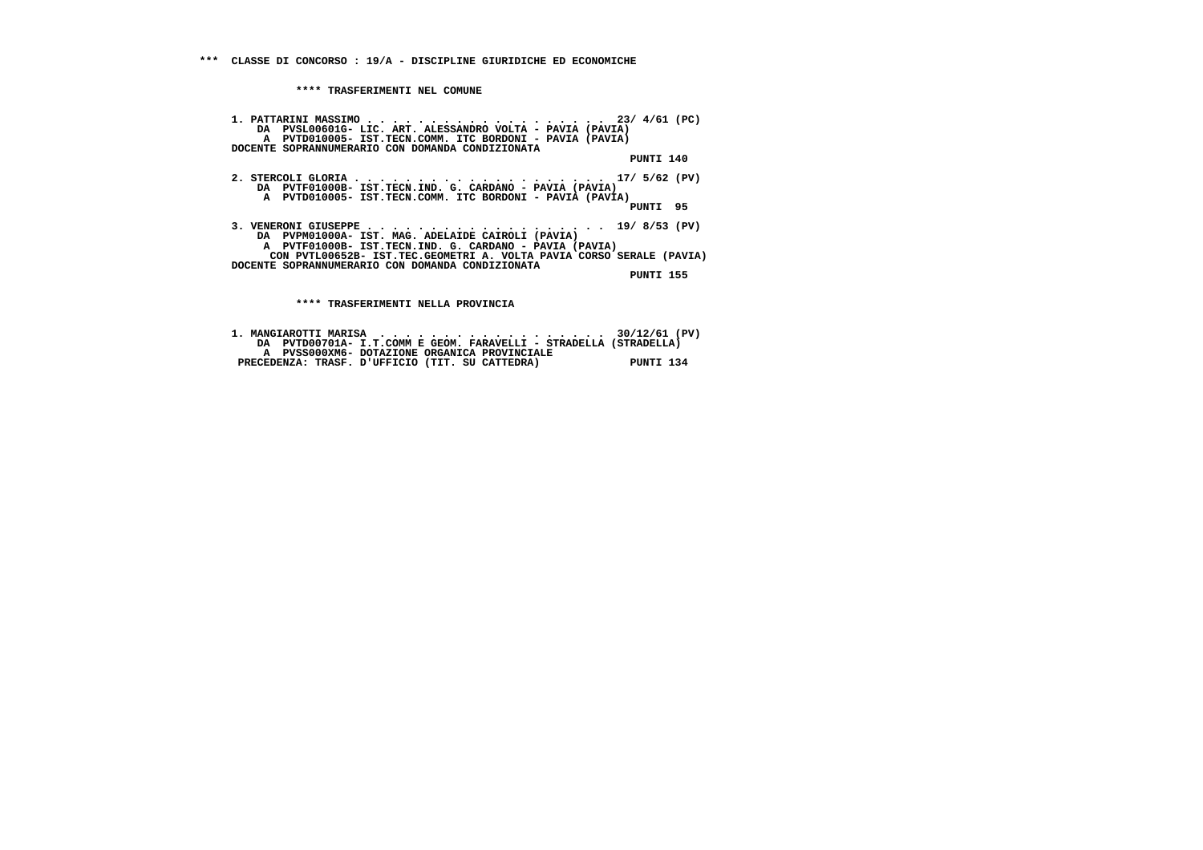**\*\*\* CLASSE DI CONCORSO : 19/A - DISCIPLINE GIURIDICHE ED ECONOMICHE**

**\*\*\*\* TRASFERIMENTI NEL COMUNE**

1. PATTARINI MASSIMO . . . . . . . . . . . . . . . . . . . 23/ 4/61 (PC)
   DA PVSL00601G- LIC. ART. ALESSANDRO VOLTA - PAVIA (PAVIA)
   A PVTD010005- IST.TECN.COMM. ITC BORDONI - PAVIA (PAVIA)
   DOCENTE SOPRANNUMERARIO CON DOMANDA CONDIZIONATA
   PUNTI 140

2. STERCOLI GLORIA . . . . . . . . . . . . . . . . . . . 17/ 5/62 (PV)
   DA PVTF01000B- IST.TECN.IND. G. CARDANO - PAVIA (PAVIA)
   A PVTD010005- IST.TECN.COMM. ITC BORDONI - PAVIA (PAVIA)
   PUNTI 95

3. VENERONI GIUSEPPE . . . . . . . . . . . . . . . . . . 19/ 8/53 (PV)
   DA PVPM01000A- IST. MAG. ADELAIDE CAIROLI (PAVIA)
   A PVTF01000B- IST.TECN.IND. G. CARDANO - PAVIA (PAVIA)
   CON PVTL00652B- IST.TEC.GEOMETRI A. VOLTA PAVIA CORSO SERALE (PAVIA)
   DOCENTE SOPRANNUMERARIO CON DOMANDA CONDIZIONATA
   PUNTI 155

**\*\*\*\* TRASFERIMENTI NELLA PROVINCIA**

1. MANGIAROTTI MARISA . . . . . . . . . . . . . . . . . . 30/12/61 (PV)
   DA PVTD00701A- I.T.COMM E GEOM. FARAVELLI - STRADELLA (STRADELLA)
   A PVSS000XM6- DOTAZIONE ORGANICA PROVINCIALE
   PRECEDENZA: TRASF. D'UFFICIO (TIT. SU CATTEDRA) PUNTI 134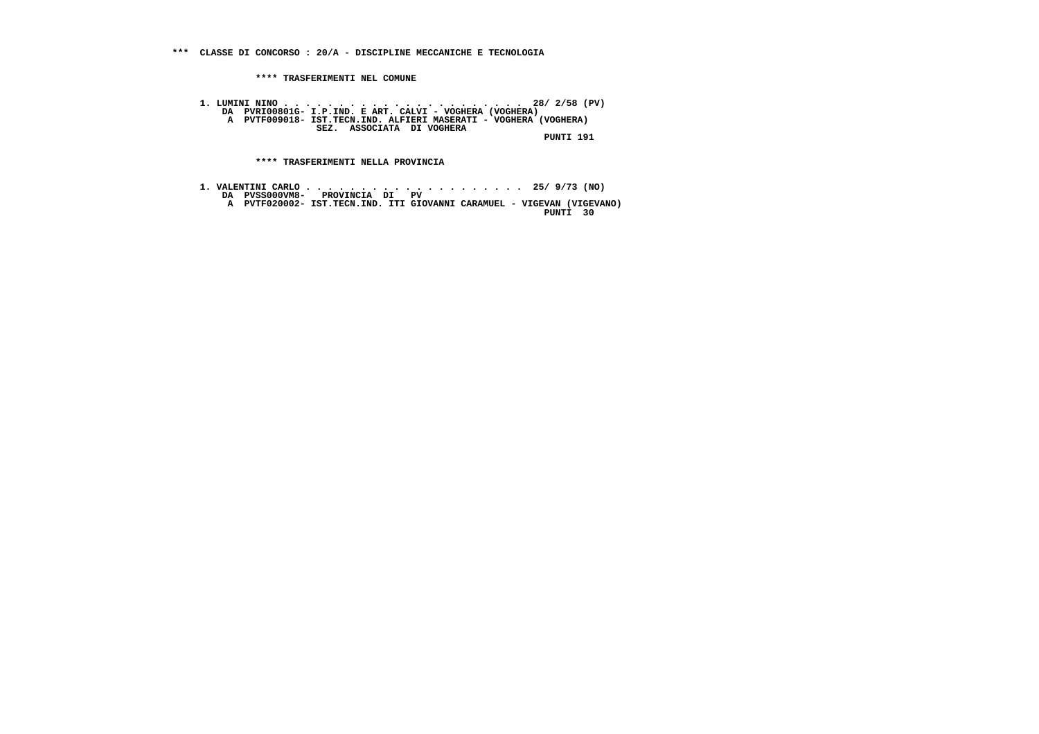*** CLASSE DI CONCORSO : 20/A - DISCIPLINE MECCANICHE E TECNOLOGIA

**** TRASFERIMENTI NEL COMUNE

1. LUMINI NINO . . . . . . . . . . . . . . . . . . . . . . 28/ 2/58 (PV)
   DA PVRI00801G- I.P.IND. E ART. CALVI - VOGHERA (VOGHERA)
   A PVTF009018- IST.TECN.IND. ALFIERI MASERATI - VOGHERA (VOGHERA)
   SEZ. ASSOCIATA DI VOGHERA
   PUNTI 191

**** TRASFERIMENTI NELLA PROVINCIA

1. VALENTINI CARLO . . . . . . . . . . . . . . . . . . . . 25/ 9/73 (NO)
   DA PVSS000VM8- PROVINCIA DI PV
   A PVTF020002- IST.TECN.IND. ITI GIOVANNI CARAMUEL - VIGEVAN (VIGEVANO)
   PUNTI 30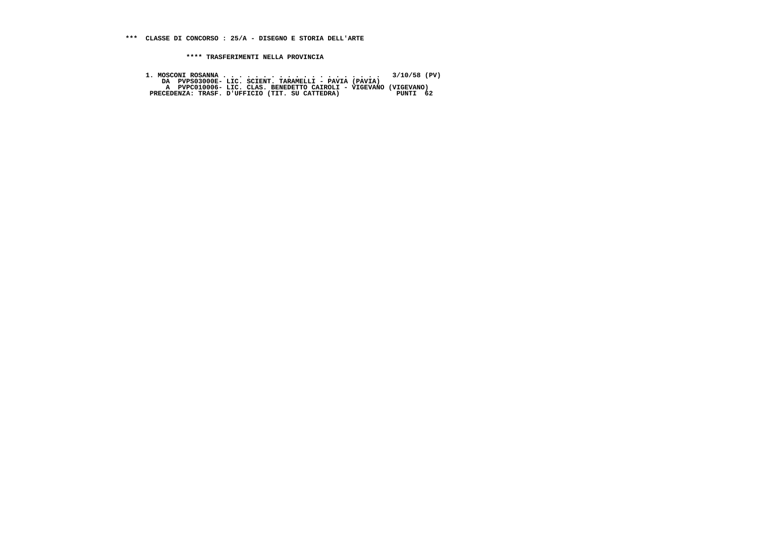**\*\*\* CLASSE DI CONCORSO : 25/A - DISEGNO E STORIA DELL'ARTE**

**\*\*\*\* TRASFERIMENTI NELLA PROVINCIA**

```
1. MOSCONI ROSANNA . . . . . . . . . . . . . . . . . . . .  3/10/58 (PV)
    DA  PVPS03000E- LIC. SCIENT. TARAMELLI - PAVIA (PAVIA)
     A  PVPC010006- LIC. CLAS. BENEDETTO CAIROLI - VIGEVANO (VIGEVANO)
 PRECEDENZA: TRASF. D'UFFICIO (TIT. SU CATTEDRA)              PUNTI  62
```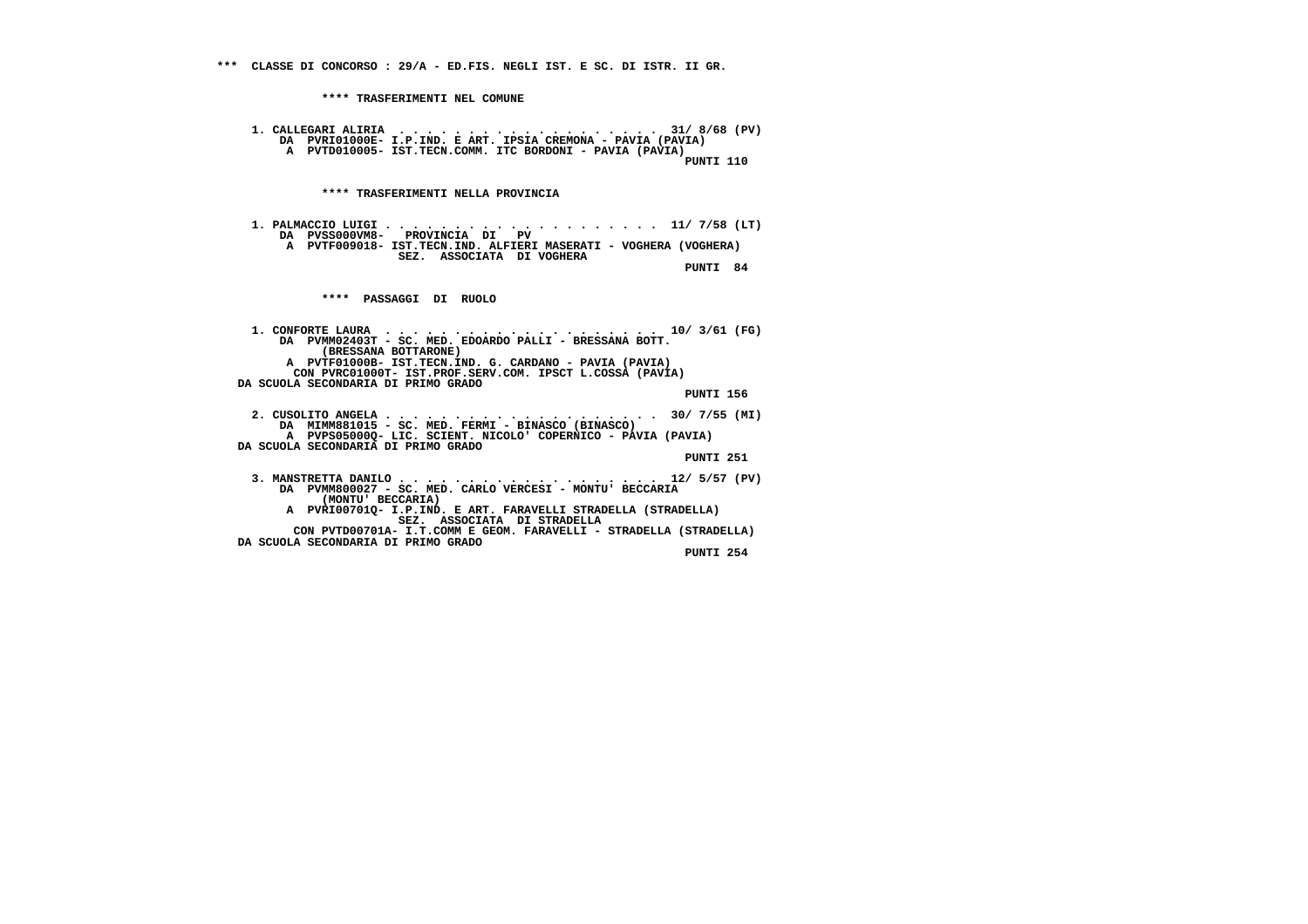*** CLASSE DI CONCORSO : 29/A - ED.FIS. NEGLI IST. E SC. DI ISTR. II GR.

**** TRASFERIMENTI NEL COMUNE

1. CALLEGARI ALIRIA . . . . . . . . . . . . . . . . . . . 31/ 8/68 (PV)
   DA PVRI01000E- I.P.IND. E ART. IPSIA CREMONA - PAVIA (PAVIA)
   A PVTD010005- IST.TECN.COMM. ITC BORDONI - PAVIA (PAVIA)
   PUNTI 110

**** TRASFERIMENTI NELLA PROVINCIA

1. PALMACCIO LUIGI . . . . . . . . . . . . . . . . . . . 11/ 7/58 (LT)
   DA PVSS000VM8- PROVINCIA DI PV
   A PVTF009018- IST.TECN.IND. ALFIERI MASERATI - VOGHERA (VOGHERA)
   SEZ. ASSOCIATA DI VOGHERA
   PUNTI 84

**** PASSAGGI DI RUOLO

1. CONFORTE LAURA . . . . . . . . . . . . . . . . . . . 10/ 3/61 (FG)
   DA PVMM02403T - SC. MED. EDOARDO PALLI - BRESSANA BOTT.
   (BRESSANA BOTTARONE)
   A PVTF01000B- IST.TECN.IND. G. CARDANO - PAVIA (PAVIA)
   CON PVRC01000T- IST.PROF.SERV.COM. IPSCT L.COSSA (PAVIA)
   DA SCUOLA SECONDARIA DI PRIMO GRADO
   PUNTI 156

2. CUSOLITO ANGELA . . . . . . . . . . . . . . . . . . . 30/ 7/55 (MI)
   DA MIMM881015 - SC. MED. FERMI - BINASCO (BINASCO)
   A PVPS05000Q- LIC. SCIENT. NICOLO' COPERNICO - PAVIA (PAVIA)
   DA SCUOLA SECONDARIA DI PRIMO GRADO
   PUNTI 251

3. MANSTRETTA DANILO . . . . . . . . . . . . . . . . . . 12/ 5/57 (PV)
   DA PVMM800027 - SC. MED. CARLO VERCESI - MONTU' BECCARIA
   (MONTU' BECCARIA)
   A PVRI00701Q- I.P.IND. E ART. FARAVELLI STRADELLA (STRADELLA)
   SEZ. ASSOCIATA DI STRADELLA
   CON PVTD00701A- I.T.COMM E GEOM. FARAVELLI - STRADELLA (STRADELLA)
   DA SCUOLA SECONDARIA DI PRIMO GRADO
   PUNTI 254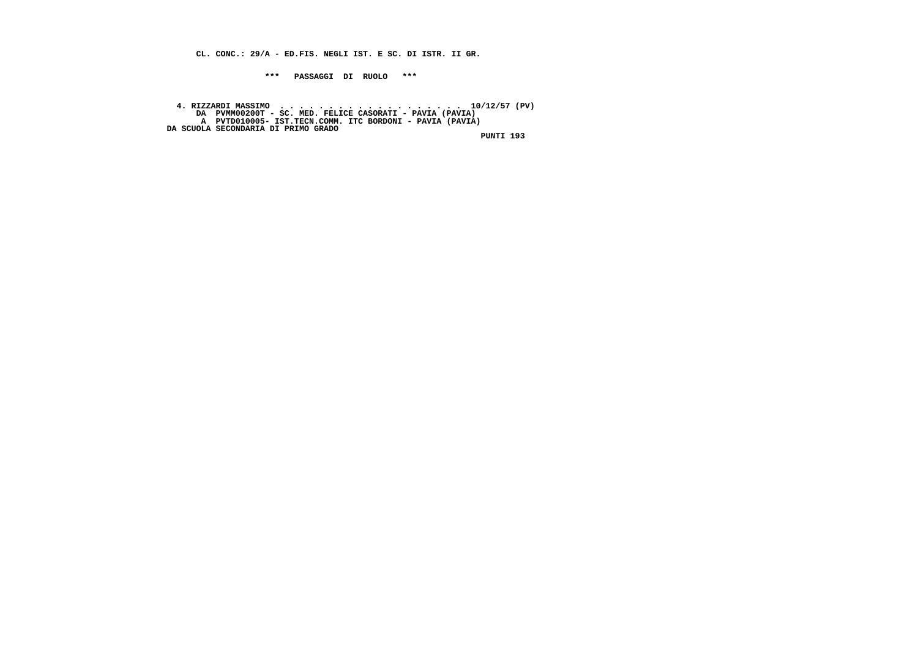**CL. CONC.: 29/A - ED.FIS. NEGLI IST. E SC. DI ISTR. II GR.**

**\*\*\*   PASSAGGI  DI  RUOLO   \*\*\***

**4. RIZZARDI MASSIMO . . . . . . . . . . . . . . . . . . . 10/12/57 (PV)**
**DA  PVMM00200T - SC. MED. FELICE CASORATI - PAVIA (PAVIA)**
**A  PVTD010005- IST.TECN.COMM. ITC BORDONI - PAVIA (PAVIA)**
**DA SCUOLA SECONDARIA DI PRIMO GRADO**
**PUNTI 193**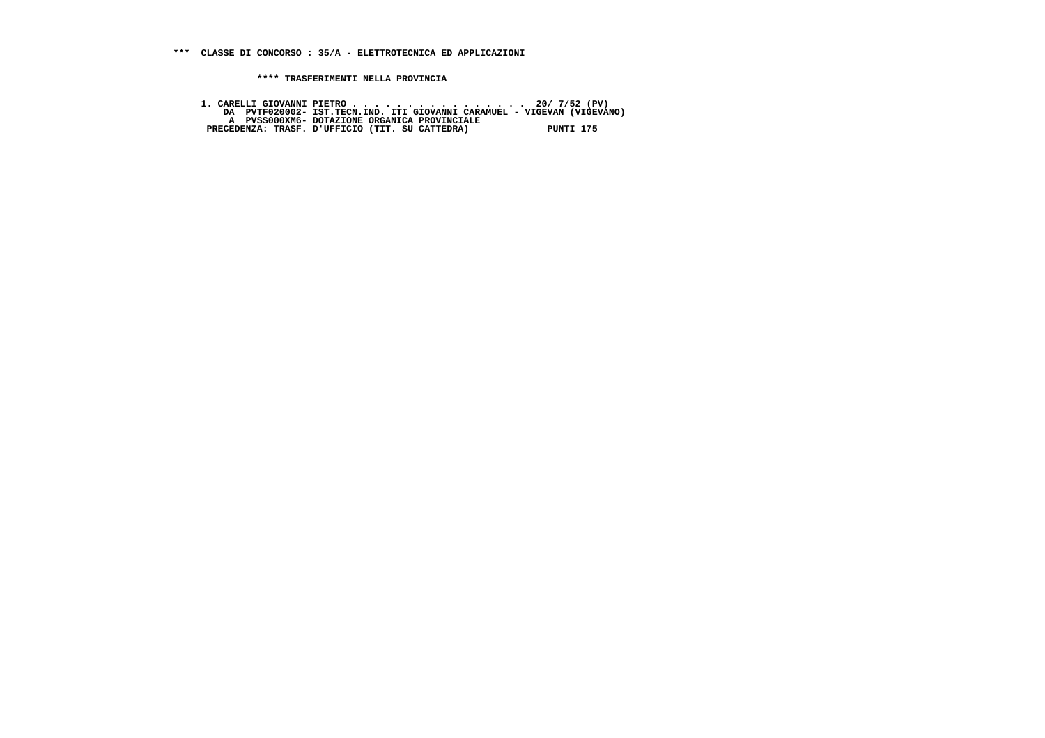**\*\*\*  CLASSE DI CONCORSO : 35/A - ELETTROTECNICA ED APPLICAZIONI**

**\*\*\*\* TRASFERIMENTI NELLA PROVINCIA**

```
1. CARELLI GIOVANNI PIETRO . . . . . . . . . . . . . . . .  20/ 7/52 (PV)
    DA  PVTF020002- IST.TECN.IND. ITI GIOVANNI CARAMUEL - VIGEVAN (VIGEVANO)
     A  PVSS000XM6- DOTAZIONE ORGANICA PROVINCIALE
 PRECEDENZA: TRASF. D'UFFICIO (TIT. SU CATTEDRA)              PUNTI 175
```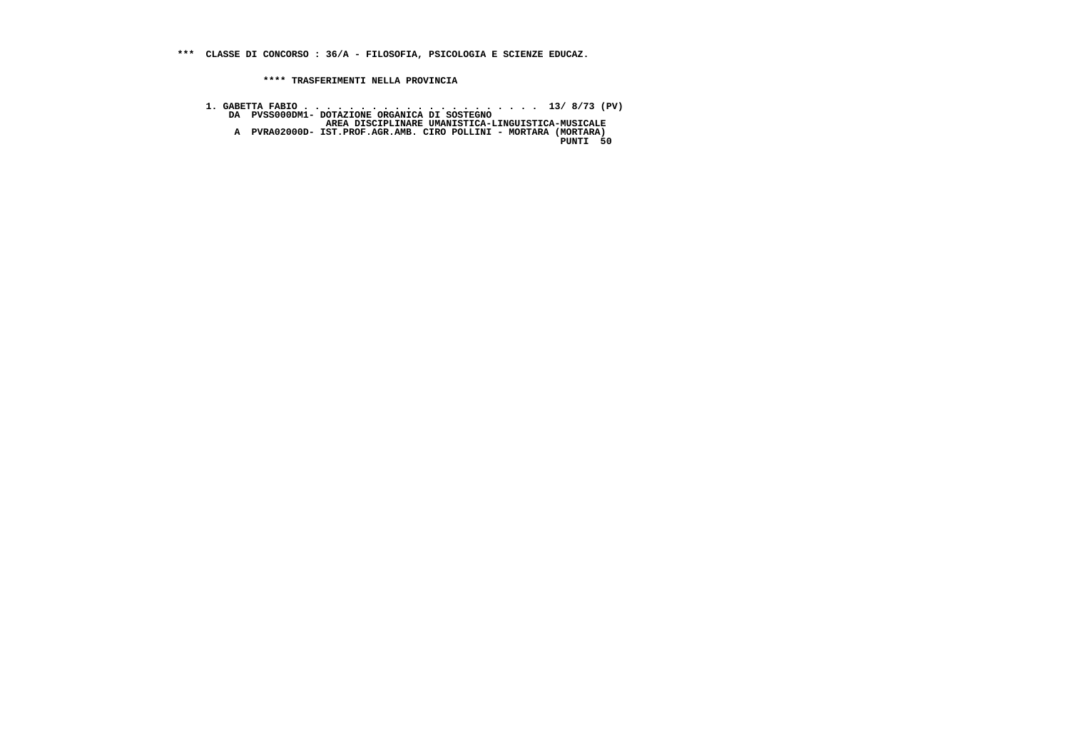**\*\*\* CLASSE DI CONCORSO : 36/A - FILOSOFIA, PSICOLOGIA E SCIENZE EDUCAZ.**

**\*\*\*\* TRASFERIMENTI NELLA PROVINCIA**

```
1. GABETTA FABIO . . . . . . . . . . . . . . . . . . . . .  13/ 8/73 (PV)
    DA  PVSS000DM1- DOTAZIONE ORGANICA DI SOSTEGNO
                    AREA DISCIPLINARE UMANISTICA-LINGUISTICA-MUSICALE
     A  PVRA02000D- IST.PROF.AGR.AMB. CIRO POLLINI - MORTARA (MORTARA)
                                                              PUNTI  50
```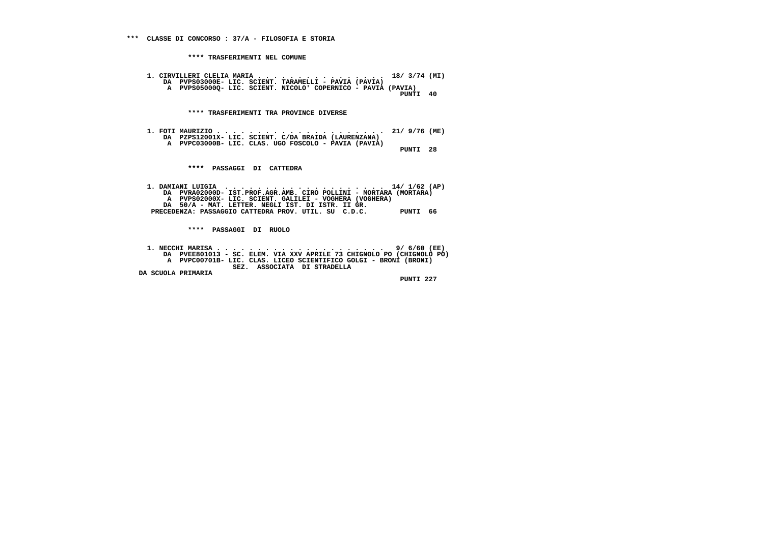## *** CLASSE DI CONCORSO : 37/A - FILOSOFIA E STORIA

### **** TRASFERIMENTI NEL COMUNE

1. CIRVILLERI CLELIA MARIA . . . . . . . . . . . . . . . . 18/ 3/74 (MI)
   DA PVPS03000E- LIC. SCIENT. TARAMELLI - PAVIA (PAVIA)
   A PVPS05000Q- LIC. SCIENT. NICOLO' COPERNICO - PAVIA (PAVIA)
   PUNTI 40

### **** TRASFERIMENTI TRA PROVINCE DIVERSE

1. FOTI MAURIZIO . . . . . . . . . . . . . . . . . . . . . 21/ 9/76 (ME)
   DA PZPS12001X- LIC. SCIENT. C/DA BRAIDA (LAURENZANA)
   A PVPC03000B- LIC. CLAS. UGO FOSCOLO - PAVIA (PAVIA)
   PUNTI 28

### **** PASSAGGI DI CATTEDRA

1. DAMIANI LUIGIA . . . . . . . . . . . . . . . . . . . . 14/ 1/62 (AP)
   DA PVRA02000D- IST.PROF.AGR.AMB. CIRO POLLINI - MORTARA (MORTARA)
   A PVPS02000X- LIC. SCIENT. GALILEI - VOGHERA (VOGHERA)
   DA 50/A - MAT. LETTER. NEGLI IST. DI ISTR. II GR.
   PRECEDENZA: PASSAGGIO CATTEDRA PROV. UTIL. SU C.D.C. PUNTI 66

### **** PASSAGGI DI RUOLO

1. NECCHI MARISA . . . . . . . . . . . . . . . . . . . . . 9/ 6/60 (EE)
   DA PVEE801013 - SC. ELEM. VIA XXV APRILE 73 CHIGNOLO PO (CHIGNOLO PO)
   A PVPC00701B- LIC. CLAS. LICEO SCIENTIFICO GOLGI - BRONI (BRONI)
   SEZ. ASSOCIATA DI STRADELLA
   DA SCUOLA PRIMARIA
   PUNTI 227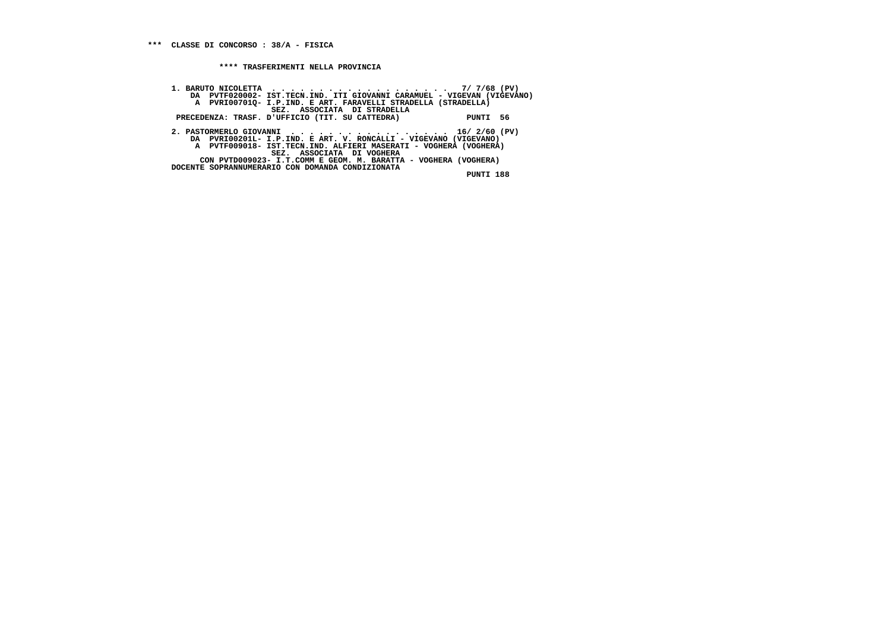**\*\*\* CLASSE DI CONCORSO : 38/A - FISICA**

**\*\*\*\* TRASFERIMENTI NELLA PROVINCIA**

1. BARUTO NICOLETTA . . . . . . . . . . . . . . . . . . . 7/ 7/68 (PV)
   DA PVTF020002- IST.TECN.IND. ITI GIOVANNI CARAMUEL - VIGEVAN (VIGEVANO)
   A PVRI00701Q- I.P.IND. E ART. FARAVELLI STRADELLA (STRADELLA)
   SEZ. ASSOCIATA DI STRADELLA
   PRECEDENZA: TRASF. D'UFFICIO (TIT. SU CATTEDRA) PUNTI 56

2. PASTORMERLO GIOVANNI . . . . . . . . . . . . . . . . . 16/ 2/60 (PV)
   DA PVRI00201L- I.P.IND. E ART. V. RONCALLI - VIGEVANO (VIGEVANO)
   A PVTF009018- IST.TECN.IND. ALFIERI MASERATI - VOGHERA (VOGHERA)
   SEZ. ASSOCIATA DI VOGHERA
   CON PVTD009023- I.T.COMM E GEOM. M. BARATTA - VOGHERA (VOGHERA)
   DOCENTE SOPRANNUMERARIO CON DOMANDA CONDIZIONATA
   PUNTI 188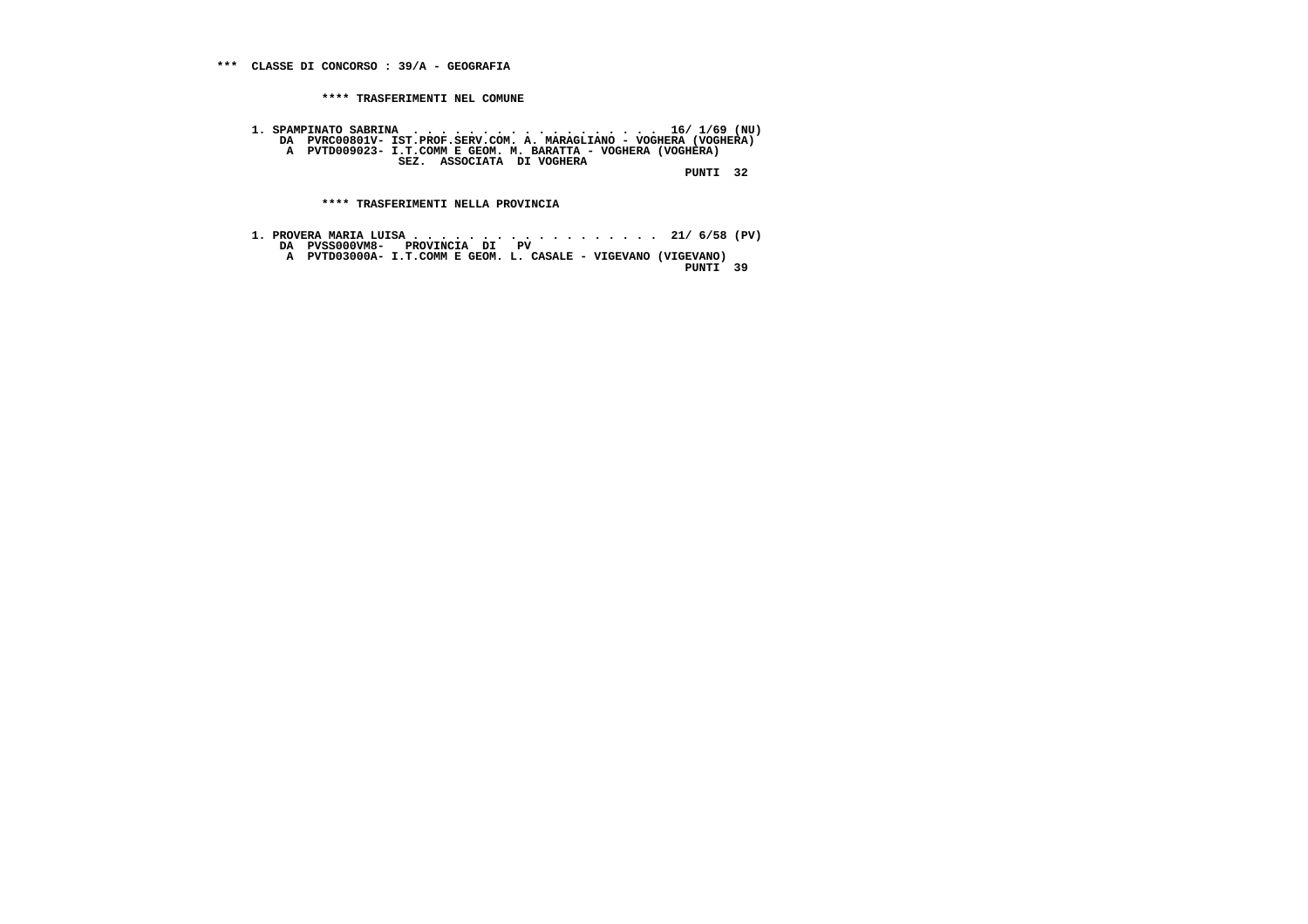**\*\*\* CLASSE DI CONCORSO : 39/A - GEOGRAFIA**

**\*\*\*\* TRASFERIMENTI NEL COMUNE**

```
1. SPAMPINATO SABRINA  . . . . . . . . . . . . . . . . . .  16/ 1/69 (NU)
    DA  PVRC00801V- IST.PROF.SERV.COM. A. MARAGLIANO - VOGHERA (VOGHERA)
     A  PVTD009023- I.T.COMM E GEOM. M. BARATTA - VOGHERA (VOGHERA)
                    SEZ.  ASSOCIATA  DI VOGHERA
                                                                PUNTI  32
```

**\*\*\*\* TRASFERIMENTI NELLA PROVINCIA**

```
1. PROVERA MARIA LUISA . . . . . . . . . . . . . . . . . .  21/ 6/58 (PV)
    DA  PVSS000VM8-   PROVINCIA  DI   PV
     A  PVTD03000A- I.T.COMM E GEOM. L. CASALE - VIGEVANO (VIGEVANO)
                                                                PUNTI  39
```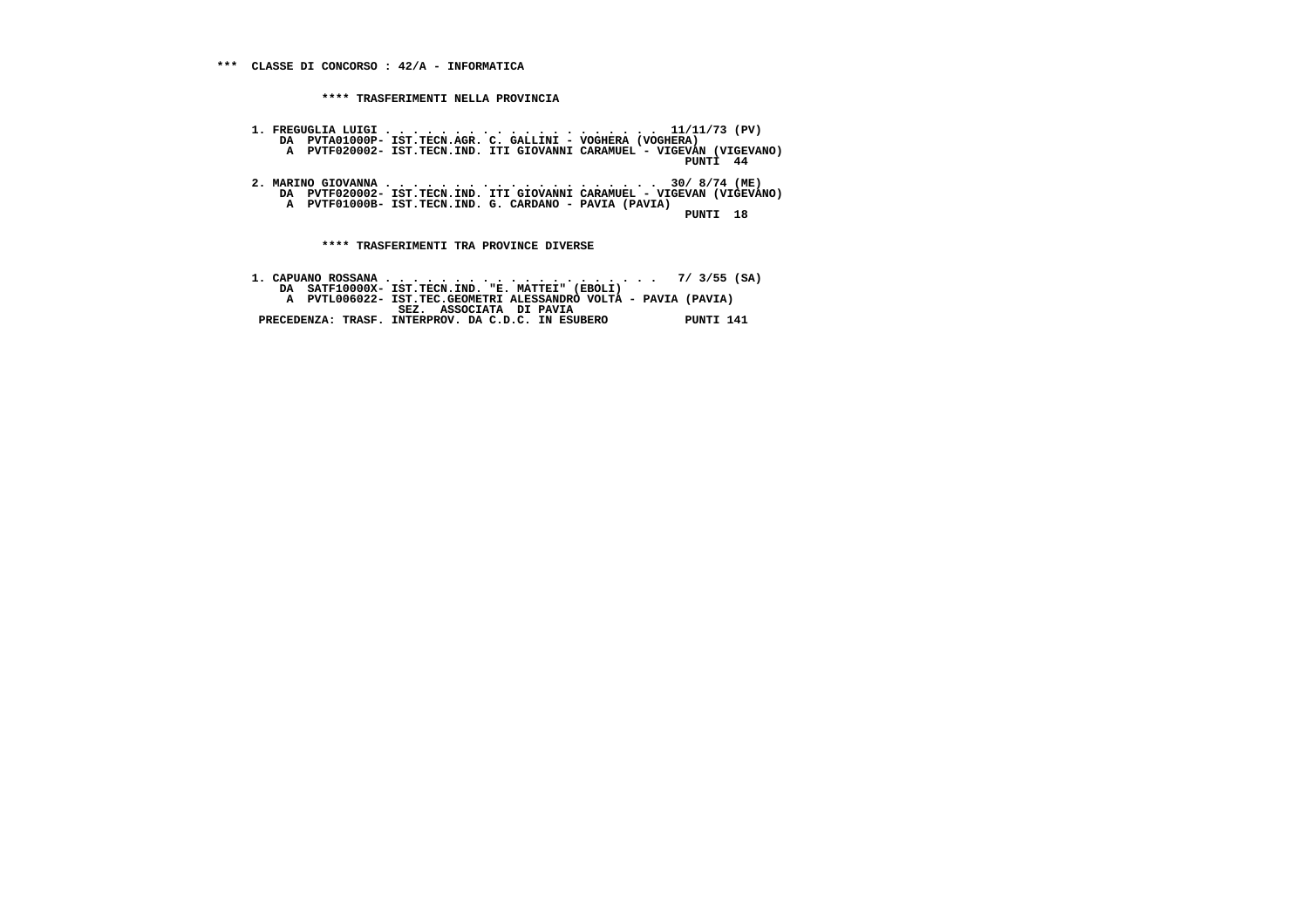**\*\*\* CLASSE DI CONCORSO : 42/A - INFORMATICA**

**\*\*\*\* TRASFERIMENTI NELLA PROVINCIA**

```
1. FREGUGLIA LUIGI . . . . . . . . . . . . . . . . . . . . 11/11/73 (PV)
    DA  PVTA01000P- IST.TECN.AGR. C. GALLINI - VOGHERA (VOGHERA)
     A  PVTF020002- IST.TECN.IND. ITI GIOVANNI CARAMUEL - VIGEVAN (VIGEVANO)
                                                                 PUNTI  44

2. MARINO GIOVANNA . . . . . . . . . . . . . . . . . . . . 30/ 8/74 (ME)
    DA  PVTF020002- IST.TECN.IND. ITI GIOVANNI CARAMUEL - VIGEVAN (VIGEVANO)
     A  PVTF01000B- IST.TECN.IND. G. CARDANO - PAVIA (PAVIA)
                                                                 PUNTI  18
```

**\*\*\*\* TRASFERIMENTI TRA PROVINCE DIVERSE**

```
1. CAPUANO ROSSANA . . . . . . . . . . . . . . . . . . . .  7/ 3/55 (SA)
    DA  SATF10000X- IST.TECN.IND. "E. MATTEI" (EBOLI)
     A  PVTL006022- IST.TEC.GEOMETRI ALESSANDRO VOLTA - PAVIA (PAVIA)
                    SEZ.  ASSOCIATA  DI PAVIA
 PRECEDENZA: TRASF. INTERPROV. DA C.D.C. IN ESUBERO           PUNTI 141
```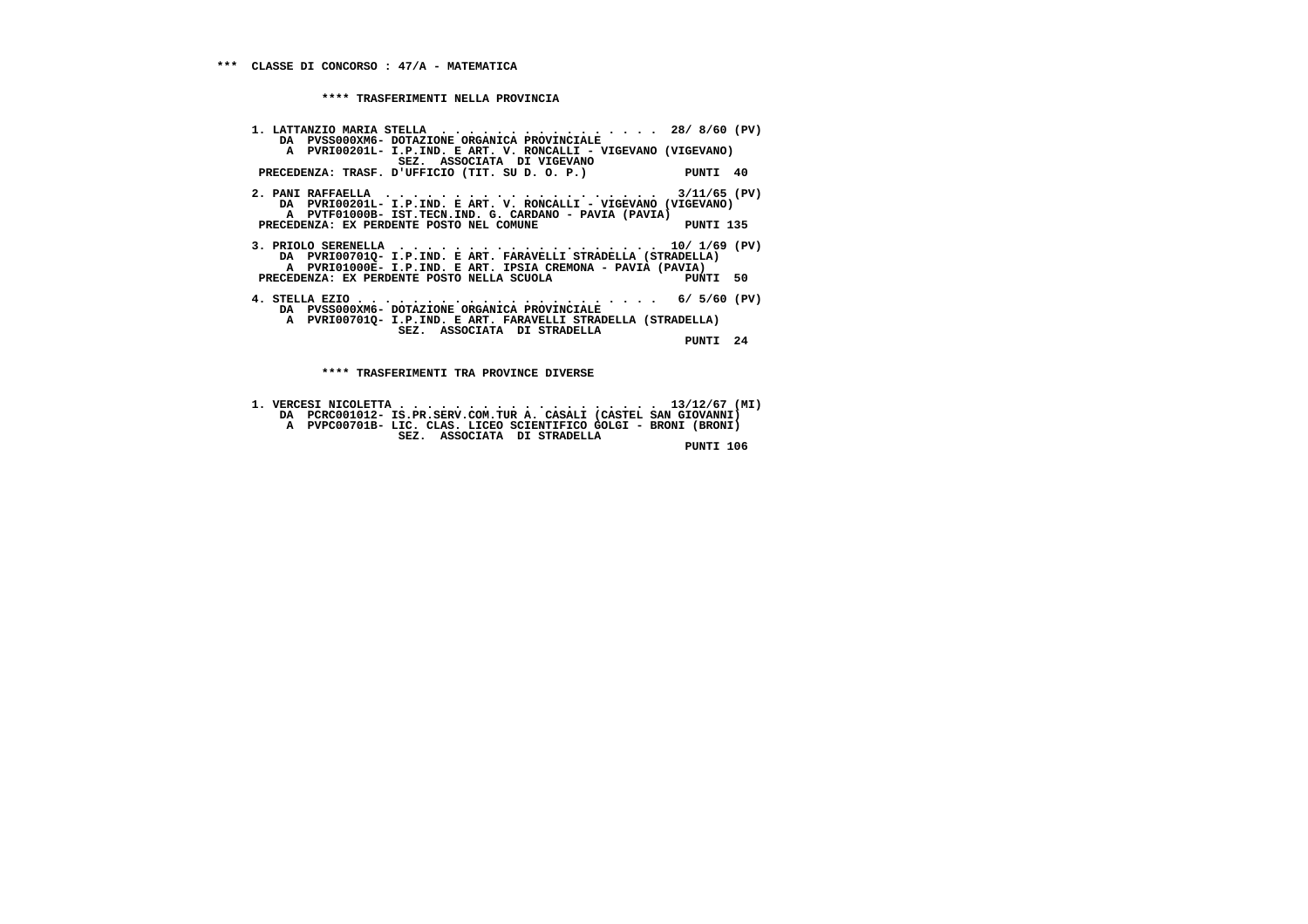**\*\*\* CLASSE DI CONCORSO : 47/A - MATEMATICA**

**\*\*\*\* TRASFERIMENTI NELLA PROVINCIA**

```
1. LATTANZIO MARIA STELLA  . . . . . . . . . . . . . . . .  28/ 8/60 (PV)
    DA  PVSS000XM6- DOTAZIONE ORGANICA PROVINCIALE
     A  PVRI00201L- I.P.IND. E ART. V. RONCALLI - VIGEVANO (VIGEVANO)
                  SEZ.  ASSOCIATA  DI VIGEVANO
 PRECEDENZA: TRASF. D'UFFICIO (TIT. SU D. O. P.)             PUNTI  40

2. PANI RAFFAELLA  . . . . . . . . . . . . . . . . . . . .   3/11/65 (PV)
    DA  PVRI00201L- I.P.IND. E ART. V. RONCALLI - VIGEVANO (VIGEVANO)
     A  PVTF01000B- IST.TECN.IND. G. CARDANO - PAVIA (PAVIA)
 PRECEDENZA: EX PERDENTE POSTO NEL COMUNE                    PUNTI 135

3. PRIOLO SERENELLA  . . . . . . . . . . . . . . . . . . .  10/ 1/69 (PV)
    DA  PVRI00701Q- I.P.IND. E ART. FARAVELLI STRADELLA (STRADELLA)
     A  PVRI01000E- I.P.IND. E ART. IPSIA CREMONA - PAVIA (PAVIA)
 PRECEDENZA: EX PERDENTE POSTO NELLA SCUOLA                  PUNTI  50

4. STELLA EZIO . . . . . . . . . . . . . . . . . . . . . .   6/ 5/60 (PV)
    DA  PVSS000XM6- DOTAZIONE ORGANICA PROVINCIALE
     A  PVRI00701Q- I.P.IND. E ART. FARAVELLI STRADELLA (STRADELLA)
                  SEZ.  ASSOCIATA  DI STRADELLA
                                                             PUNTI  24
```

**\*\*\*\* TRASFERIMENTI TRA PROVINCE DIVERSE**

```
1. VERCESI NICOLETTA . . . . . . . . . . . . . . . . . . .  13/12/67 (MI)
    DA  PCRC001012- IS.PR.SERV.COM.TUR A. CASALI (CASTEL SAN GIOVANNI)
     A  PVPC00701B- LIC. CLAS. LICEO SCIENTIFICO GOLGI - BRONI (BRONI)
                  SEZ.  ASSOCIATA  DI STRADELLA
                                                             PUNTI 106
```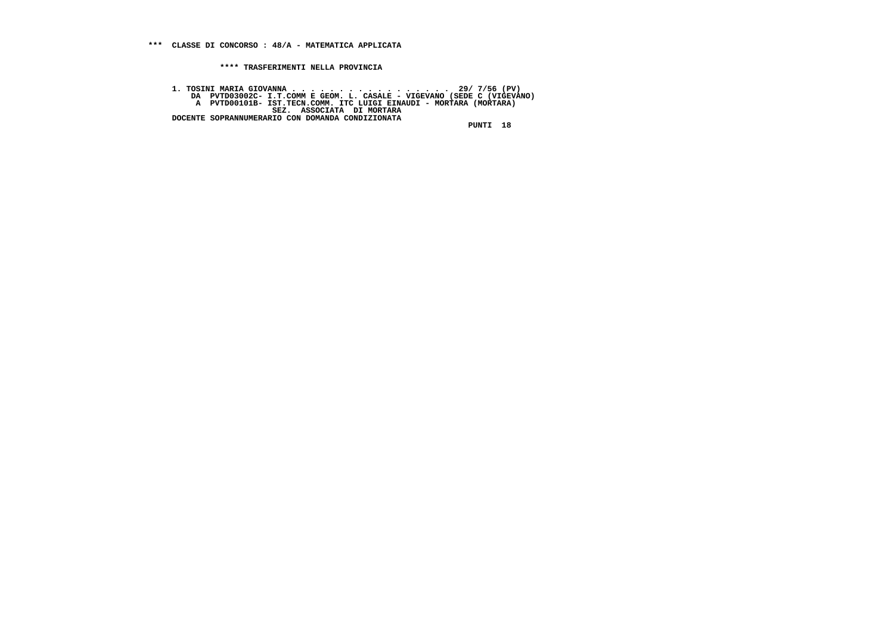**\*\*\* CLASSE DI CONCORSO : 48/A - MATEMATICA APPLICATA**

**\*\*\*\* TRASFERIMENTI NELLA PROVINCIA**

```
1. TOSINI MARIA GIOVANNA . . . . . . . . . . . . . . . . .  29/ 7/56 (PV)
    DA  PVTD03002C- I.T.COMM E GEOM. L. CASALE - VIGEVANO (SEDE C (VIGEVANO)
     A  PVTD00101B- IST.TECN.COMM. ITC LUIGI EINAUDI - MORTARA (MORTARA)
                 SEZ.  ASSOCIATA  DI MORTARA
DOCENTE SOPRANNUMERARIO CON DOMANDA CONDIZIONATA
                                                             PUNTI  18
```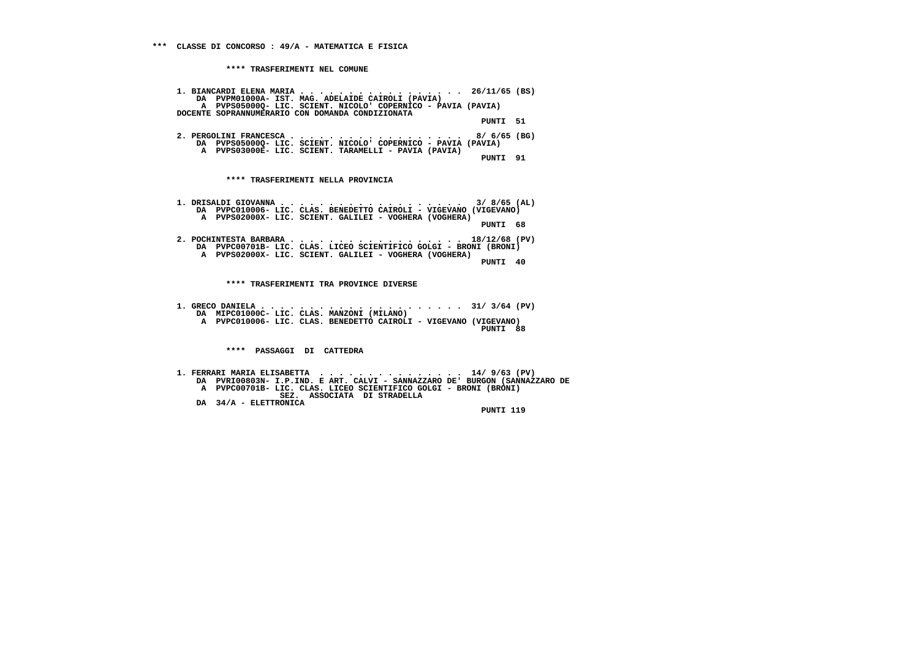# *** CLASSE DI CONCORSO : 49/A - MATEMATICA E FISICA

## **** TRASFERIMENTI NEL COMUNE

1. BIANCARDI ELENA MARIA . . . . . . . . . . . . . . . . . 26/11/65 (BS)
   DA PVPM01000A- IST. MAG. ADELAIDE CAIROLI (PAVIA)
   A PVPS05000Q- LIC. SCIENT. NICOLO' COPERNICO - PAVIA (PAVIA)
   DOCENTE SOPRANNUMERARIO CON DOMANDA CONDIZIONATA
   PUNTI 51

2. PERGOLINI FRANCESCA . . . . . . . . . . . . . . . . . . 8/ 6/65 (BG)
   DA PVPS05000Q- LIC. SCIENT. NICOLO' COPERNICO - PAVIA (PAVIA)
   A PVPS03000E- LIC. SCIENT. TARAMELLI - PAVIA (PAVIA)
   PUNTI 91

## **** TRASFERIMENTI NELLA PROVINCIA

1. DRISALDI GIOVANNA . . . . . . . . . . . . . . . . . . . 3/ 8/65 (AL)
   DA PVPC010006- LIC. CLAS. BENEDETTO CAIROLI - VIGEVANO (VIGEVANO)
   A PVPS02000X- LIC. SCIENT. GALILEI - VOGHERA (VOGHERA)
   PUNTI 68

2. POCHINTESTA BARBARA . . . . . . . . . . . . . . . . . . 18/12/68 (PV)
   DA PVPC00701B- LIC. CLAS. LICEO SCIENTIFICO GOLGI - BRONI (BRONI)
   A PVPS02000X- LIC. SCIENT. GALILEI - VOGHERA (VOGHERA)
   PUNTI 40

## **** TRASFERIMENTI TRA PROVINCE DIVERSE

1. GRECO DANIELA . . . . . . . . . . . . . . . . . . . . . 31/ 3/64 (PV)
   DA MIPC01000C- LIC. CLAS. MANZONI (MILANO)
   A PVPC010006- LIC. CLAS. BENEDETTO CAIROLI - VIGEVANO (VIGEVANO)
   PUNTI 88

## **** PASSAGGI DI CATTEDRA

1. FERRARI MARIA ELISABETTA . . . . . . . . . . . . . . . 14/ 9/63 (PV)
   DA PVRI00803N- I.P.IND. E ART. CALVI - SANNAZZARO DE' BURGON (SANNAZZARO DE
   A PVPC00701B- LIC. CLAS. LICEO SCIENTIFICO GOLGI - BRONI (BRONI)
   SEZ. ASSOCIATA DI STRADELLA
   DA 34/A - ELETTRONICA
   PUNTI 119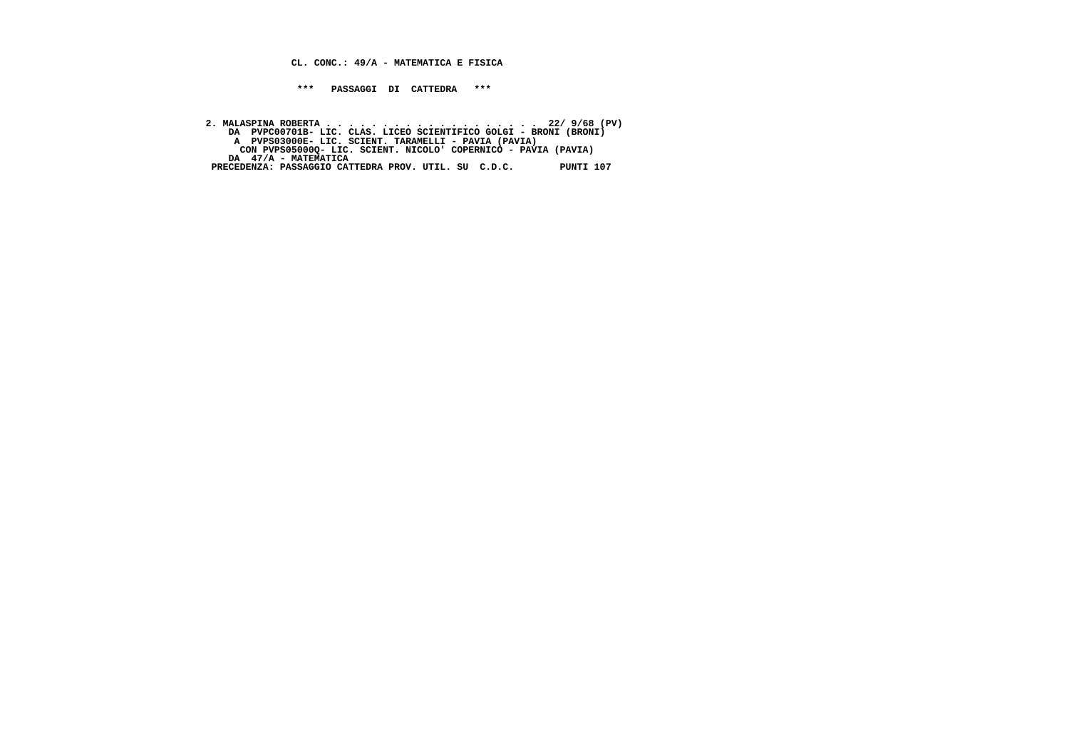**CL. CONC.: 49/A - MATEMATICA E FISICA**

**\*\*\*   PASSAGGI  DI  CATTEDRA   \*\*\***

**2. MALASPINA ROBERTA . . . . . . . . . . . . . . . . . . 22/ 9/68 (PV)**
**DA  PVPC00701B- LIC. CLAS. LICEO SCIENTIFICO GOLGI - BRONI (BRONI)**
**A  PVPS03000E- LIC. SCIENT. TARAMELLI - PAVIA (PAVIA)**
**CON PVPS05000Q- LIC. SCIENT. NICOLO' COPERNICO - PAVIA (PAVIA)**
**DA  47/A - MATEMATICA**
**PRECEDENZA: PASSAGGIO CATTEDRA PROV. UTIL. SU  C.D.C.        PUNTI 107**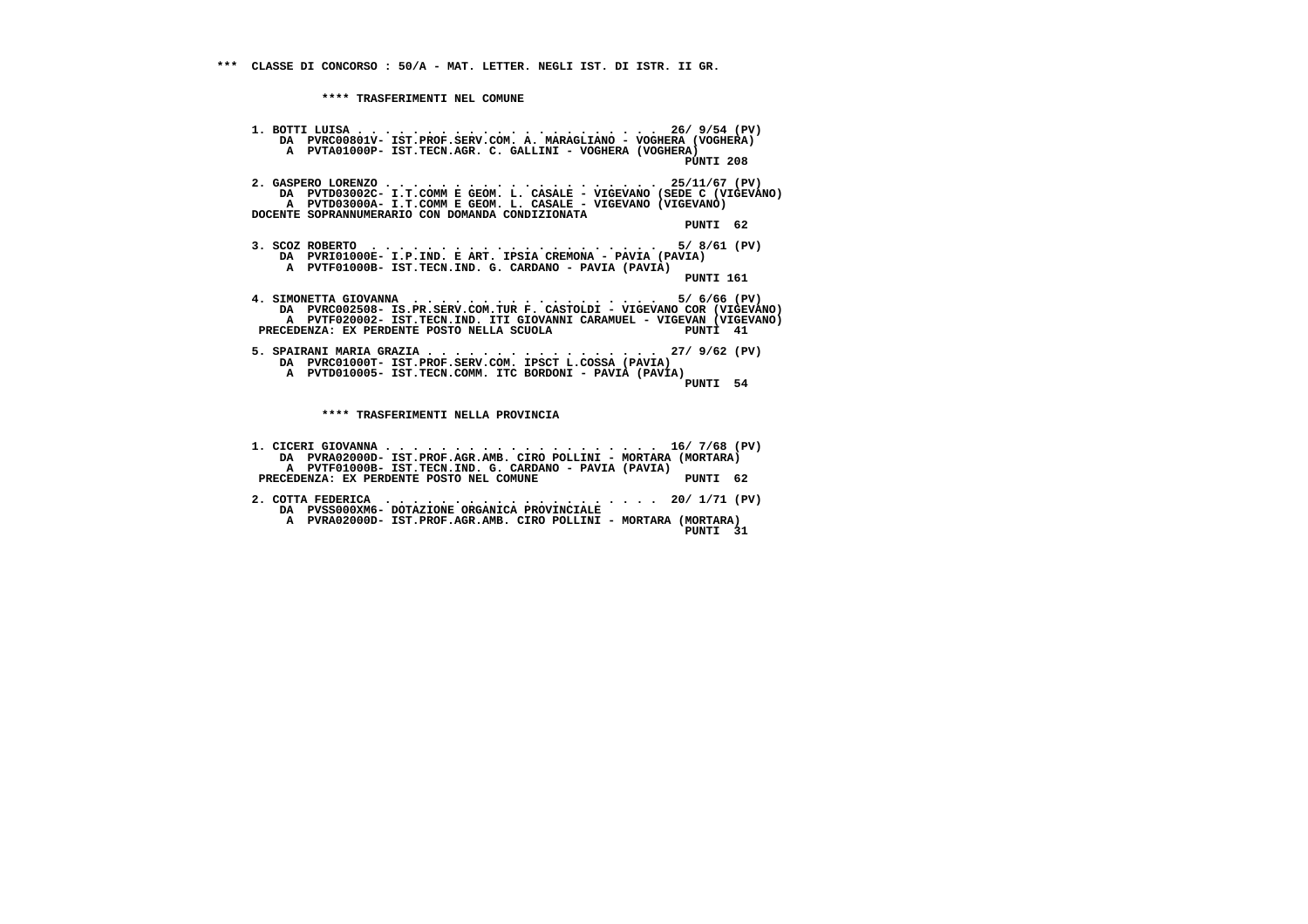**\*\*\* CLASSE DI CONCORSO : 50/A - MAT. LETTER. NEGLI IST. DI ISTR. II GR.**

**\*\*\*\* TRASFERIMENTI NEL COMUNE**

1. BOTTI LUISA . . . . . . . . . . . . . . . . . . . . . 26/ 9/54 (PV)
   DA PVRC00801V- IST.PROF.SERV.COM. A. MARAGLIANO - VOGHERA (VOGHERA)
   A PVTA01000P- IST.TECN.AGR. C. GALLINI - VOGHERA (VOGHERA)
   PUNTI 208

2. GASPERO LORENZO . . . . . . . . . . . . . . . . . . . 25/11/67 (PV)
   DA PVTD03002C- I.T.COMM E GEOM. L. CASALE - VIGEVANO (SEDE C (VIGEVANO)
   A PVTD03000A- I.T.COMM E GEOM. L. CASALE - VIGEVANO (VIGEVANO)
   DOCENTE SOPRANNUMERARIO CON DOMANDA CONDIZIONATA
   PUNTI 62

3. SCOZ ROBERTO . . . . . . . . . . . . . . . . . . . . 5/ 8/61 (PV)
   DA PVRI01000E- I.P.IND. E ART. IPSIA CREMONA - PAVIA (PAVIA)
   A PVTF01000B- IST.TECN.IND. G. CARDANO - PAVIA (PAVIA)
   PUNTI 161

4. SIMONETTA GIOVANNA . . . . . . . . . . . . . . . . . 5/ 6/66 (PV)
   DA PVRC002508- IS.PR.SERV.COM.TUR F. CASTOLDI - VIGEVANO COR (VIGEVANO)
   A PVTF020002- IST.TECN.IND. ITI GIOVANNI CARAMUEL - VIGEVAN (VIGEVANO)
   PRECEDENZA: EX PERDENTE POSTO NELLA SCUOLA PUNTI 41

5. SPAIRANI MARIA GRAZIA . . . . . . . . . . . . . . . . 27/ 9/62 (PV)
   DA PVRC01000T- IST.PROF.SERV.COM. IPSCT L.COSSA (PAVIA)
   A PVTD010005- IST.TECN.COMM. ITC BORDONI - PAVIA (PAVIA)
   PUNTI 54

**\*\*\*\* TRASFERIMENTI NELLA PROVINCIA**

1. CICERI GIOVANNA . . . . . . . . . . . . . . . . . . . 16/ 7/68 (PV)
   DA PVRA02000D- IST.PROF.AGR.AMB. CIRO POLLINI - MORTARA (MORTARA)
   A PVTF01000B- IST.TECN.IND. G. CARDANO - PAVIA (PAVIA)
   PRECEDENZA: EX PERDENTE POSTO NEL COMUNE PUNTI 62

2. COTTA FEDERICA . . . . . . . . . . . . . . . . . . . 20/ 1/71 (PV)
   DA PVSS000XM6- DOTAZIONE ORGANICA PROVINCIALE
   A PVRA02000D- IST.PROF.AGR.AMB. CIRO POLLINI - MORTARA (MORTARA)
   PUNTI 31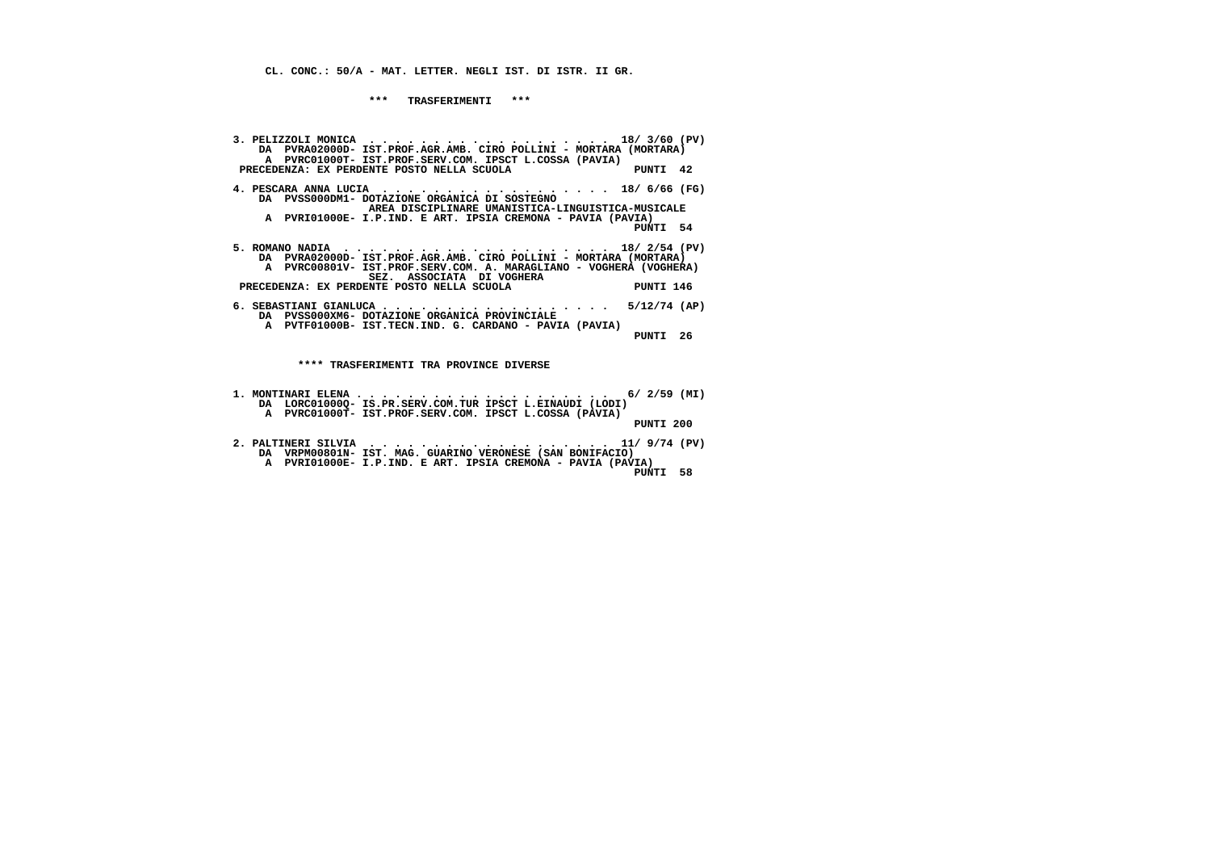CL. CONC.: 50/A - MAT. LETTER. NEGLI IST. DI ISTR. II GR.

\*\*\* TRASFERIMENTI \*\*\*

```
3. PELIZZOLI MONICA  . . . . . . . . . . . . . . . . . . .  18/ 3/60 (PV)
    DA  PVRA02000D- IST.PROF.AGR.AMB. CIRO POLLINI - MORTARA (MORTARA)
     A  PVRC01000T- IST.PROF.SERV.COM. IPSCT L.COSSA (PAVIA)
 PRECEDENZA: EX PERDENTE POSTO NELLA SCUOLA                    PUNTI  42

4. PESCARA ANNA LUCIA  . . . . . . . . . . . . . . . . . .  18/ 6/66 (FG)
    DA  PVSS000DM1- DOTAZIONE ORGANICA DI SOSTEGNO
                    AREA DISCIPLINARE UMANISTICA-LINGUISTICA-MUSICALE
     A  PVRI01000E- I.P.IND. E ART. IPSIA CREMONA - PAVIA (PAVIA)
                                                               PUNTI  54

5. ROMANO NADIA  . . . . . . . . . . . . . . . . . . . . .  18/ 2/54 (PV)
    DA  PVRA02000D- IST.PROF.AGR.AMB. CIRO POLLINI - MORTARA (MORTARA)
     A  PVRC00801V- IST.PROF.SERV.COM. A. MARAGLIANO - VOGHERA (VOGHERA)
                    SEZ.  ASSOCIATA  DI VOGHERA
 PRECEDENZA: EX PERDENTE POSTO NELLA SCUOLA                    PUNTI 146

6. SEBASTIANI GIANLUCA . . . . . . . . . . . . . . . . . .   5/12/74 (AP)
    DA  PVSS000XM6- DOTAZIONE ORGANICA PROVINCIALE
     A  PVTF01000B- IST.TECN.IND. G. CARDANO - PAVIA (PAVIA)
                                                               PUNTI  26
```

\*\*\*\* TRASFERIMENTI TRA PROVINCE DIVERSE

```
1. MONTINARI ELENA . . . . . . . . . . . . . . . . . . . .   6/ 2/59 (MI)
    DA  LORC01000Q- IS.PR.SERV.COM.TUR IPSCT L.EINAUDI (LODI)
     A  PVRC01000T- IST.PROF.SERV.COM. IPSCT L.COSSA (PAVIA)
                                                               PUNTI 200

2. PALTINERI SILVIA  . . . . . . . . . . . . . . . . . . .  11/ 9/74 (PV)
    DA  VRPM00801N- IST. MAG. GUARINO VERONESE (SAN BONIFACIO)
     A  PVRI01000E- I.P.IND. E ART. IPSIA CREMONA - PAVIA (PAVIA)
                                                               PUNTI  58
```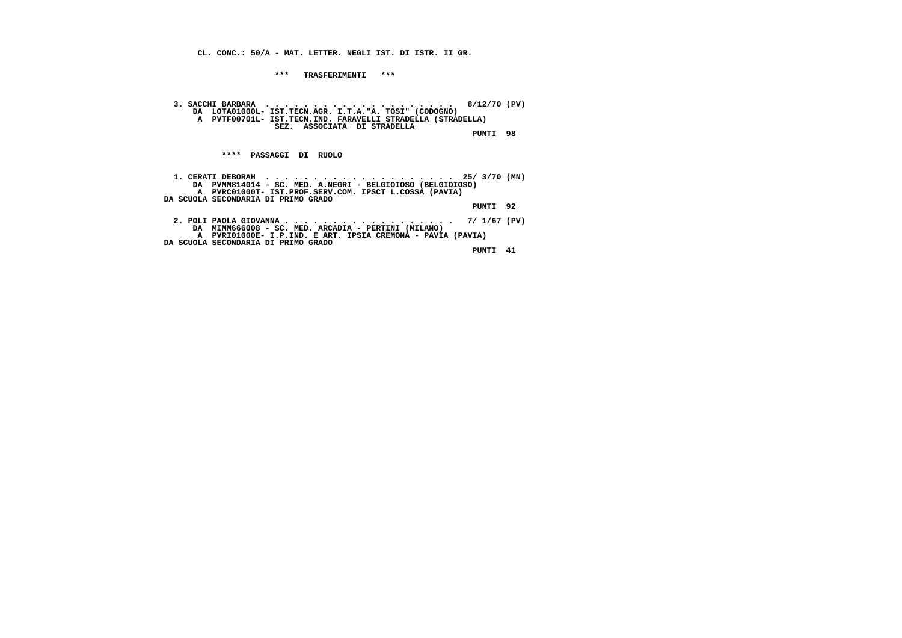**CL. CONC.: 50/A - MAT. LETTER. NEGLI IST. DI ISTR. II GR.**

**\*\*\* TRASFERIMENTI \*\*\***

**3. SACCHI BARBARA . . . . . . . . . . . . . . . . . . . . 8/12/70 (PV)**
**DA LOTA01000L- IST.TECN.AGR. I.T.A."A. TOSI" (CODOGNO)**
**A PVTF00701L- IST.TECN.IND. FARAVELLI STRADELLA (STRADELLA)**
**SEZ. ASSOCIATA DI STRADELLA**
**PUNTI 98**

**\*\*\*\* PASSAGGI DI RUOLO**

**1. CERATI DEBORAH . . . . . . . . . . . . . . . . . . . . 25/ 3/70 (MN)**
**DA PVMM814014 - SC. MED. A.NEGRI - BELGIOIOSO (BELGIOIOSO)**
**A PVRC01000T- IST.PROF.SERV.COM. IPSCT L.COSSA (PAVIA)**
**DA SCUOLA SECONDARIA DI PRIMO GRADO**
**PUNTI 92**

**2. POLI PAOLA GIOVANNA . . . . . . . . . . . . . . . . . 7/ 1/67 (PV)**
**DA MIMM666008 - SC. MED. ARCADIA - PERTINI (MILANO)**
**A PVRI01000E- I.P.IND. E ART. IPSIA CREMONA - PAVIA (PAVIA)**
**DA SCUOLA SECONDARIA DI PRIMO GRADO**
**PUNTI 41**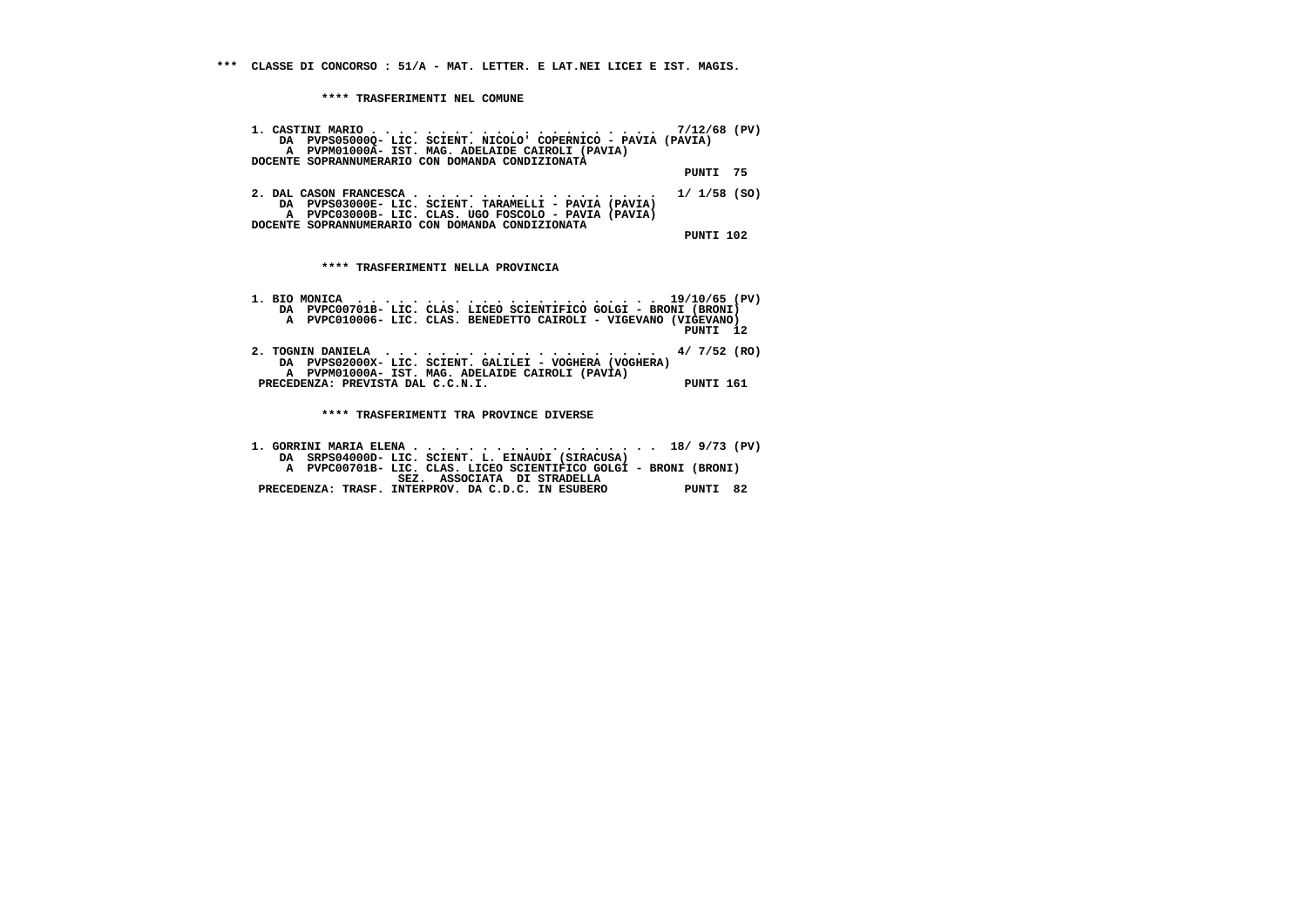**\*\*\* CLASSE DI CONCORSO : 51/A - MAT. LETTER. E LAT.NEI LICEI E IST. MAGIS.**

**\*\*\*\* TRASFERIMENTI NEL COMUNE**

1. CASTINI MARIO . . . . . . . . . . . . . . . . . . . . . 7/12/68 (PV)
   DA PVPS05000Q- LIC. SCIENT. NICOLO' COPERNICO - PAVIA (PAVIA)
   A PVPM01000A- IST. MAG. ADELAIDE CAIROLI (PAVIA)
   DOCENTE SOPRANNUMERARIO CON DOMANDA CONDIZIONATA
   PUNTI 75

2. DAL CASON FRANCESCA . . . . . . . . . . . . . . . . . 1/ 1/58 (SO)
   DA PVPS03000E- LIC. SCIENT. TARAMELLI - PAVIA (PAVIA)
   A PVPC03000B- LIC. CLAS. UGO FOSCOLO - PAVIA (PAVIA)
   DOCENTE SOPRANNUMERARIO CON DOMANDA CONDIZIONATA
   PUNTI 102

**\*\*\*\* TRASFERIMENTI NELLA PROVINCIA**

1. BIO MONICA . . . . . . . . . . . . . . . . . . . . . . 19/10/65 (PV)
   DA PVPC00701B- LIC. CLAS. LICEO SCIENTIFICO GOLGI - BRONI (BRONI)
   A PVPC010006- LIC. CLAS. BENEDETTO CAIROLI - VIGEVANO (VIGEVANO)
   PUNTI 12

2. TOGNIN DANIELA . . . . . . . . . . . . . . . . . . . . 4/ 7/52 (RO)
   DA PVPS02000X- LIC. SCIENT. GALILEI - VOGHERA (VOGHERA)
   A PVPM01000A- IST. MAG. ADELAIDE CAIROLI (PAVIA)
   PRECEDENZA: PREVISTA DAL C.C.N.I. PUNTI 161

**\*\*\*\* TRASFERIMENTI TRA PROVINCE DIVERSE**

1. GORRINI MARIA ELENA . . . . . . . . . . . . . . . . . 18/ 9/73 (PV)
   DA SRPS04000D- LIC. SCIENT. L. EINAUDI (SIRACUSA)
   A PVPC00701B- LIC. CLAS. LICEO SCIENTIFICO GOLGI - BRONI (BRONI)
   SEZ. ASSOCIATA DI STRADELLA
   PRECEDENZA: TRASF. INTERPROV. DA C.D.C. IN ESUBERO PUNTI 82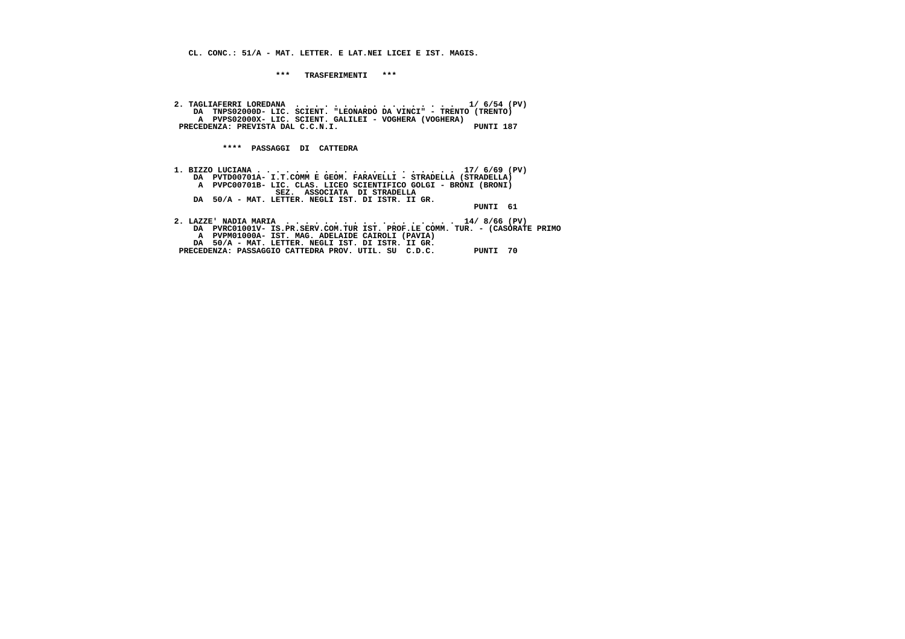**CL. CONC.: 51/A - MAT. LETTER. E LAT.NEI LICEI E IST. MAGIS.**

**\*\*\* TRASFERIMENTI \*\*\***

**2. TAGLIAFERRI LOREDANA . . . . . . . . . . . . . . . . 1/ 6/54 (PV)**
**DA TNPS02000D- LIC. SCIENT. "LEONARDO DA VINCI" - TRENTO (TRENTO)**
**A PVPS02000X- LIC. SCIENT. GALILEI - VOGHERA (VOGHERA)**
**PRECEDENZA: PREVISTA DAL C.C.N.I. PUNTI 187**

**\*\*\*\* PASSAGGI DI CATTEDRA**

**1. BIZZO LUCIANA . . . . . . . . . . . . . . . . . . . . 17/ 6/69 (PV)**
**DA PVTD00701A- I.T.COMM E GEOM. FARAVELLI - STRADELLA (STRADELLA)**
**A PVPC00701B- LIC. CLAS. LICEO SCIENTIFICO GOLGI - BRONI (BRONI)**
**SEZ. ASSOCIATA DI STRADELLA**
**DA 50/A - MAT. LETTER. NEGLI IST. DI ISTR. II GR.**
**PUNTI 61**

**2. LAZZE' NADIA MARIA . . . . . . . . . . . . . . . . . 14/ 8/66 (PV)**
**DA PVRC01001V- IS.PR.SERV.COM.TUR IST. PROF.LE COMM. TUR. - (CASORATE PRIMO**
**A PVPM01000A- IST. MAG. ADELAIDE CAIROLI (PAVIA)**
**DA 50/A - MAT. LETTER. NEGLI IST. DI ISTR. II GR.**
**PRECEDENZA: PASSAGGIO CATTEDRA PROV. UTIL. SU C.D.C. PUNTI 70**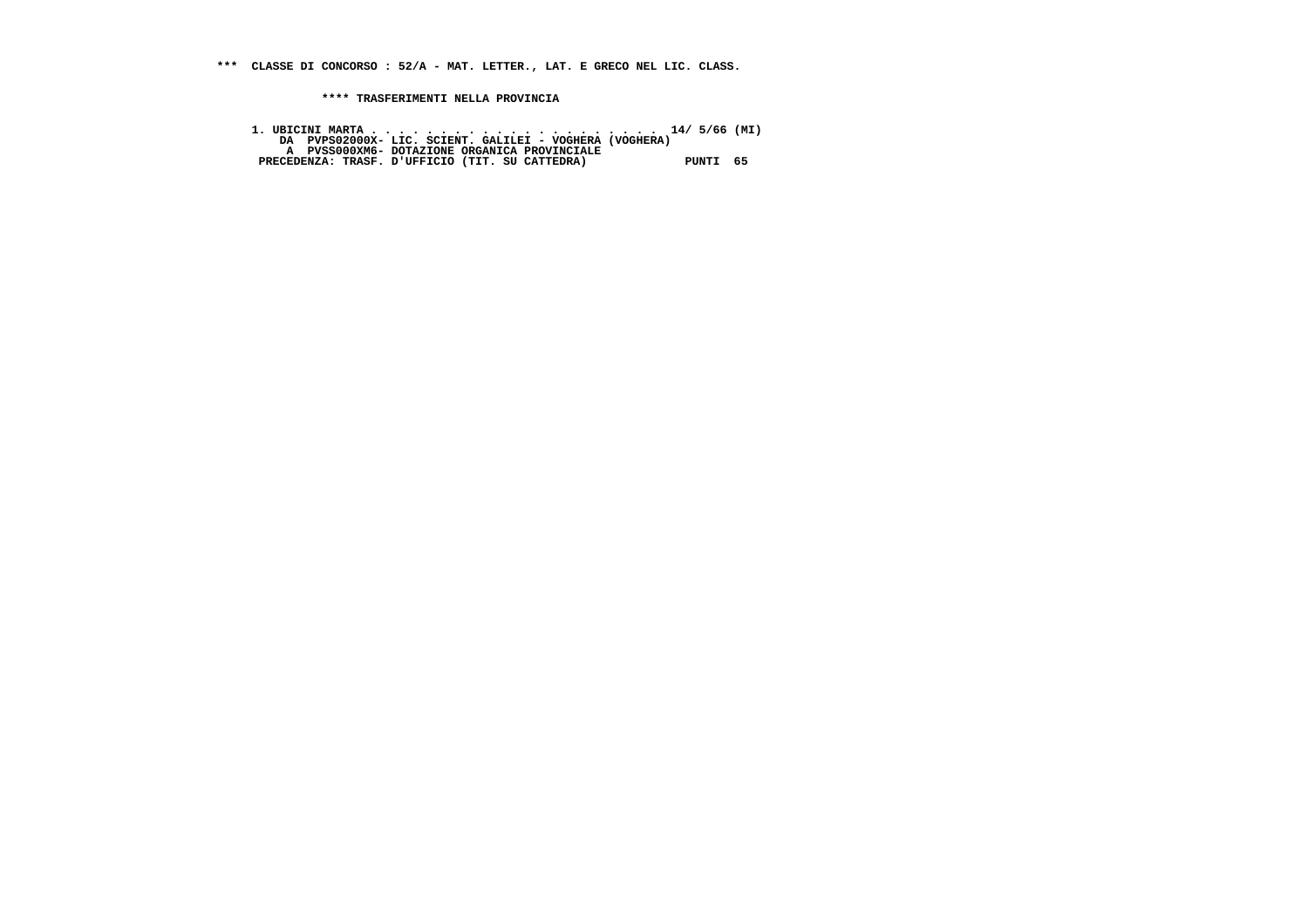**\*\*\* CLASSE DI CONCORSO : 52/A - MAT. LETTER., LAT. E GRECO NEL LIC. CLASS.**

**\*\*\*\* TRASFERIMENTI NELLA PROVINCIA**

```
1. UBICINI MARTA . . . . . . . . . . . . . . . . . . . . . 14/ 5/66 (MI)
    DA  PVPS02000X- LIC. SCIENT. GALILEI - VOGHERA (VOGHERA)
     A  PVSS000XM6- DOTAZIONE ORGANICA PROVINCIALE
 PRECEDENZA: TRASF. D'UFFICIO (TIT. SU CATTEDRA)              PUNTI  65
```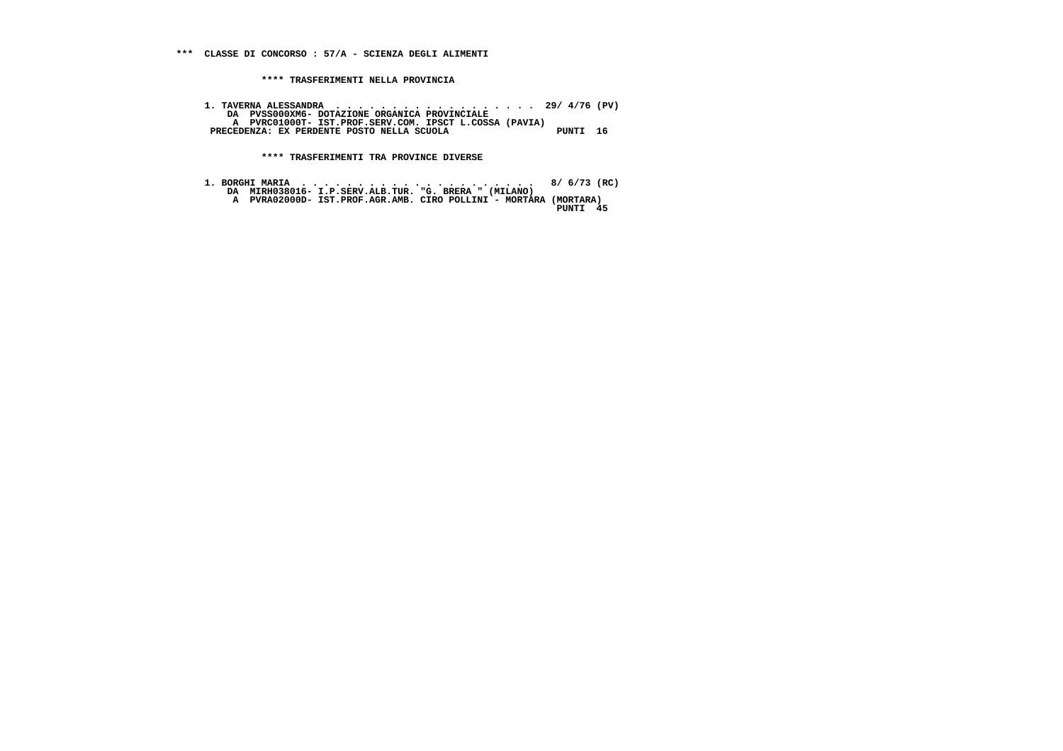**\*\*\* CLASSE DI CONCORSO : 57/A - SCIENZA DEGLI ALIMENTI**

**\*\*\*\* TRASFERIMENTI NELLA PROVINCIA**

```
1. TAVERNA ALESSANDRA  . . . . . . . . . . . . . . . . . .  29/ 4/76 (PV)
    DA  PVSS000XM6- DOTAZIONE ORGANICA PROVINCIALE
     A  PVRC01000T- IST.PROF.SERV.COM. IPSCT L.COSSA (PAVIA)
 PRECEDENZA: EX PERDENTE POSTO NELLA SCUOLA                  PUNTI  16
```

**\*\*\*\* TRASFERIMENTI TRA PROVINCE DIVERSE**

```
1. BORGHI MARIA  . . . . . . . . . . . . . . . . . . . . .   8/ 6/73 (RC)
    DA  MIRH038016- I.P.SERV.ALB.TUR. "G. BRERA " (MILANO)
     A  PVRA02000D- IST.PROF.AGR.AMB. CIRO POLLINI - MORTARA (MORTARA)
                                                             PUNTI  45
```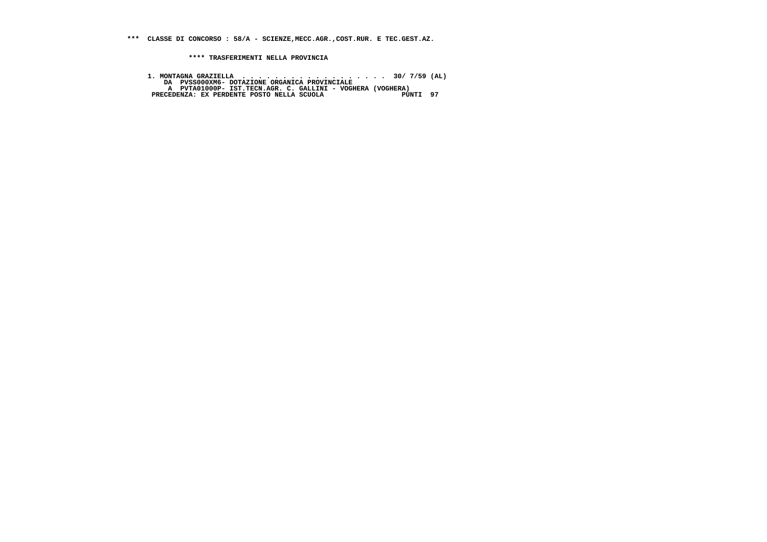**\*\*\* CLASSE DI CONCORSO : 58/A - SCIENZE,MECC.AGR.,COST.RUR. E TEC.GEST.AZ.**

**\*\*\*\* TRASFERIMENTI NELLA PROVINCIA**

```
 1. MONTAGNA GRAZIELLA  . . . . . . . . . . . . . . . . . .  30/ 7/59 (AL)
     DA  PVSS000XM6- DOTAZIONE ORGANICA PROVINCIALE
      A  PVTA01000P- IST.TECN.AGR. C. GALLINI - VOGHERA (VOGHERA)
  PRECEDENZA: EX PERDENTE POSTO NELLA SCUOLA                  PUNTI  97
```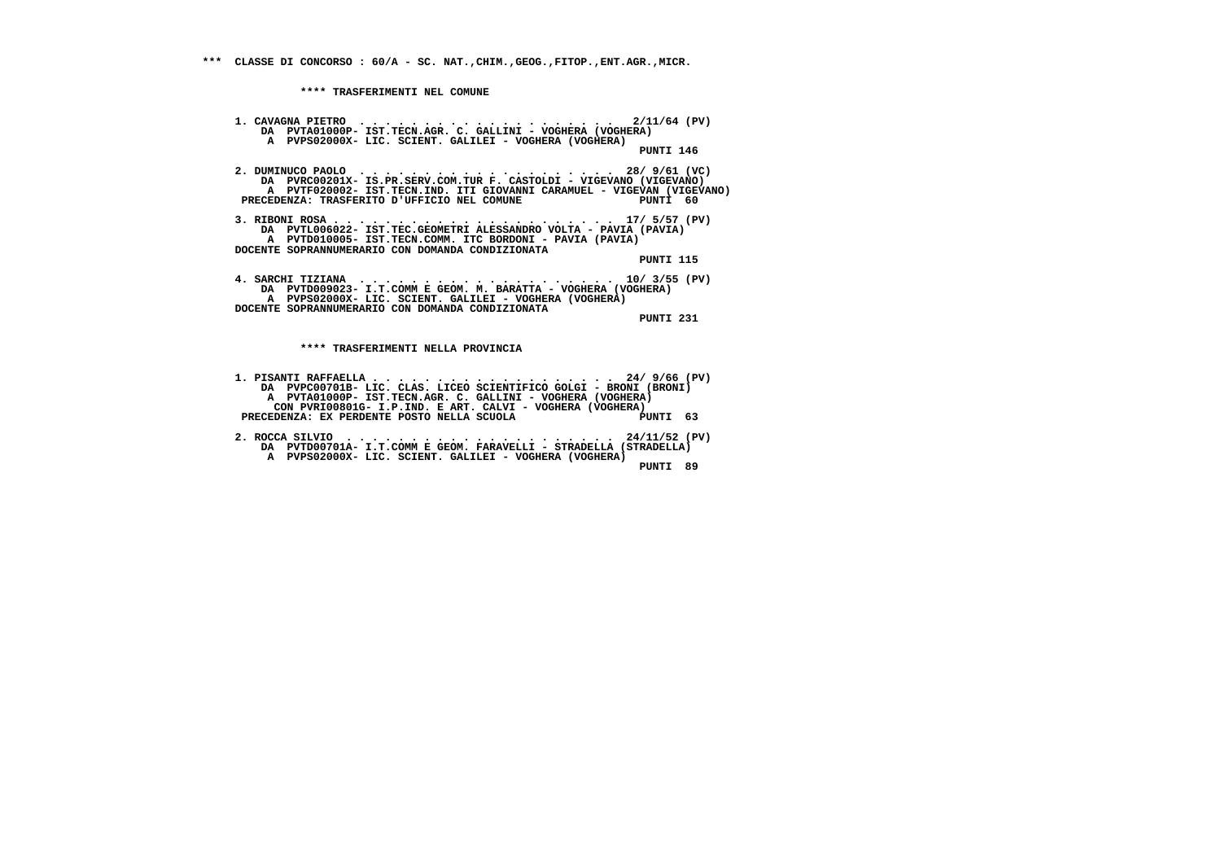**\*\*\* CLASSE DI CONCORSO : 60/A - SC. NAT.,CHIM.,GEOG.,FITOP.,ENT.AGR.,MICR.**

**\*\*\*\* TRASFERIMENTI NEL COMUNE**

1. CAVAGNA PIETRO . . . . . . . . . . . . . . . . . . . . 2/11/64 (PV)
   DA PVTA01000P- IST.TECN.AGR. C. GALLINI - VOGHERA (VOGHERA)
   A PVPS02000X- LIC. SCIENT. GALILEI - VOGHERA (VOGHERA)
   PUNTI 146

2. DUMINUCO PAOLO . . . . . . . . . . . . . . . . . . . . 28/ 9/61 (VC)
   DA PVRC00201X- IS.PR.SERV.COM.TUR F. CASTOLDI - VIGEVANO (VIGEVANO)
   A PVTF020002- IST.TECN.IND. ITI GIOVANNI CARAMUEL - VIGEVAN (VIGEVANO)
   PRECEDENZA: TRASFERITO D'UFFICIO NEL COMUNE PUNTI 60

3. RIBONI ROSA . . . . . . . . . . . . . . . . . . . . . 17/ 5/57 (PV)
   DA PVTL006022- IST.TEC.GEOMETRI ALESSANDRO VOLTA - PAVIA (PAVIA)
   A PVTD010005- IST.TECN.COMM. ITC BORDONI - PAVIA (PAVIA)
   DOCENTE SOPRANNUMERARIO CON DOMANDA CONDIZIONATA
   PUNTI 115

4. SARCHI TIZIANA . . . . . . . . . . . . . . . . . . . . 10/ 3/55 (PV)
   DA PVTD009023- I.T.COMM E GEOM. M. BARATTA - VOGHERA (VOGHERA)
   A PVPS02000X- LIC. SCIENT. GALILEI - VOGHERA (VOGHERA)
   DOCENTE SOPRANNUMERARIO CON DOMANDA CONDIZIONATA
   PUNTI 231

**\*\*\*\* TRASFERIMENTI NELLA PROVINCIA**

1. PISANTI RAFFAELLA . . . . . . . . . . . . . . . . . . 24/ 9/66 (PV)
   DA PVPC00701B- LIC. CLAS. LICEO SCIENTIFICO GOLGI - BRONI (BRONI)
   A PVTA01000P- IST.TECN.AGR. C. GALLINI - VOGHERA (VOGHERA)
   CON PVRI00801G- I.P.IND. E ART. CALVI - VOGHERA (VOGHERA)
   PRECEDENZA: EX PERDENTE POSTO NELLA SCUOLA PUNTI 63

2. ROCCA SILVIO . . . . . . . . . . . . . . . . . . . . . 24/11/52 (PV)
   DA PVTD00701A- I.T.COMM E GEOM. FARAVELLI - STRADELLA (STRADELLA)
   A PVPS02000X- LIC. SCIENT. GALILEI - VOGHERA (VOGHERA)
   PUNTI 89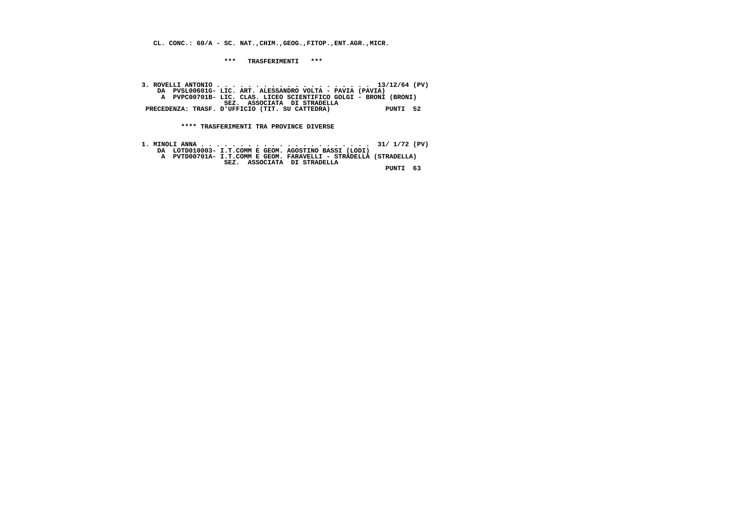CL. CONC.: 60/A - SC. NAT.,CHIM.,GEOG.,FITOP.,ENT.AGR.,MICR.

*** TRASFERIMENTI ***

```
3. ROVELLI ANTONIO . . . . . . . . . . . . . . . . . . . . .  13/12/64 (PV)
    DA  PVSL00601G- LIC. ART. ALESSANDRO VOLTA - PAVIA (PAVIA)
     A  PVPC00701B- LIC. CLAS. LICEO SCIENTIFICO GOLGI - BRONI (BRONI)
                    SEZ.  ASSOCIATA  DI STRADELLA
 PRECEDENZA: TRASF. D'UFFICIO (TIT. SU CATTEDRA)              PUNTI  52
```

**** TRASFERIMENTI TRA PROVINCE DIVERSE

```
1. MINOLI ANNA . . . . . . . . . . . . . . . . . . . . . . .  31/ 1/72 (PV)
    DA  LOTD010003- I.T.COMM E GEOM. AGOSTINO BASSI (LODI)
     A  PVTD00701A- I.T.COMM E GEOM. FARAVELLI - STRADELLA (STRADELLA)
                    SEZ.  ASSOCIATA  DI STRADELLA
                                                              PUNTI  63
```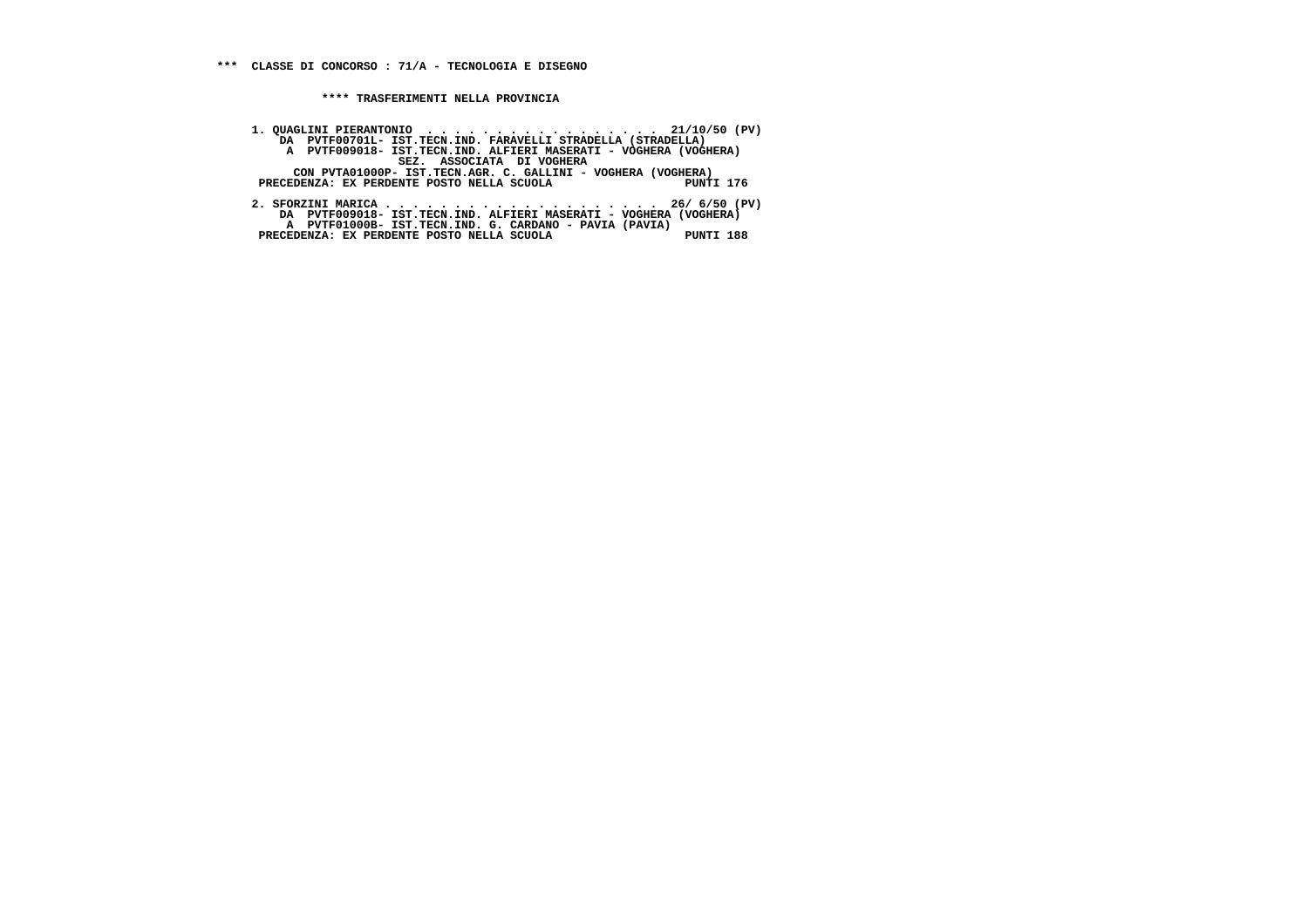**\*\*\* CLASSE DI CONCORSO : 71/A - TECNOLOGIA E DISEGNO**

**\*\*\*\* TRASFERIMENTI NELLA PROVINCIA**

```
1. QUAGLINI PIERANTONIO  . . . . . . . . . . . . . . . . . .  21/10/50 (PV)
    DA  PVTF00701L- IST.TECN.IND. FARAVELLI STRADELLA (STRADELLA)
     A  PVTF009018- IST.TECN.IND. ALFIERI MASERATI - VOGHERA (VOGHERA)
                   SEZ.  ASSOCIATA  DI VOGHERA
      CON PVTA01000P- IST.TECN.AGR. C. GALLINI - VOGHERA (VOGHERA)
 PRECEDENZA: EX PERDENTE POSTO NELLA SCUOLA                    PUNTI 176

2. SFORZINI MARICA . . . . . . . . . . . . . . . . . . . . .  26/ 6/50 (PV)
    DA  PVTF009018- IST.TECN.IND. ALFIERI MASERATI - VOGHERA (VOGHERA)
     A  PVTF01000B- IST.TECN.IND. G. CARDANO - PAVIA (PAVIA)
 PRECEDENZA: EX PERDENTE POSTO NELLA SCUOLA                    PUNTI 188
```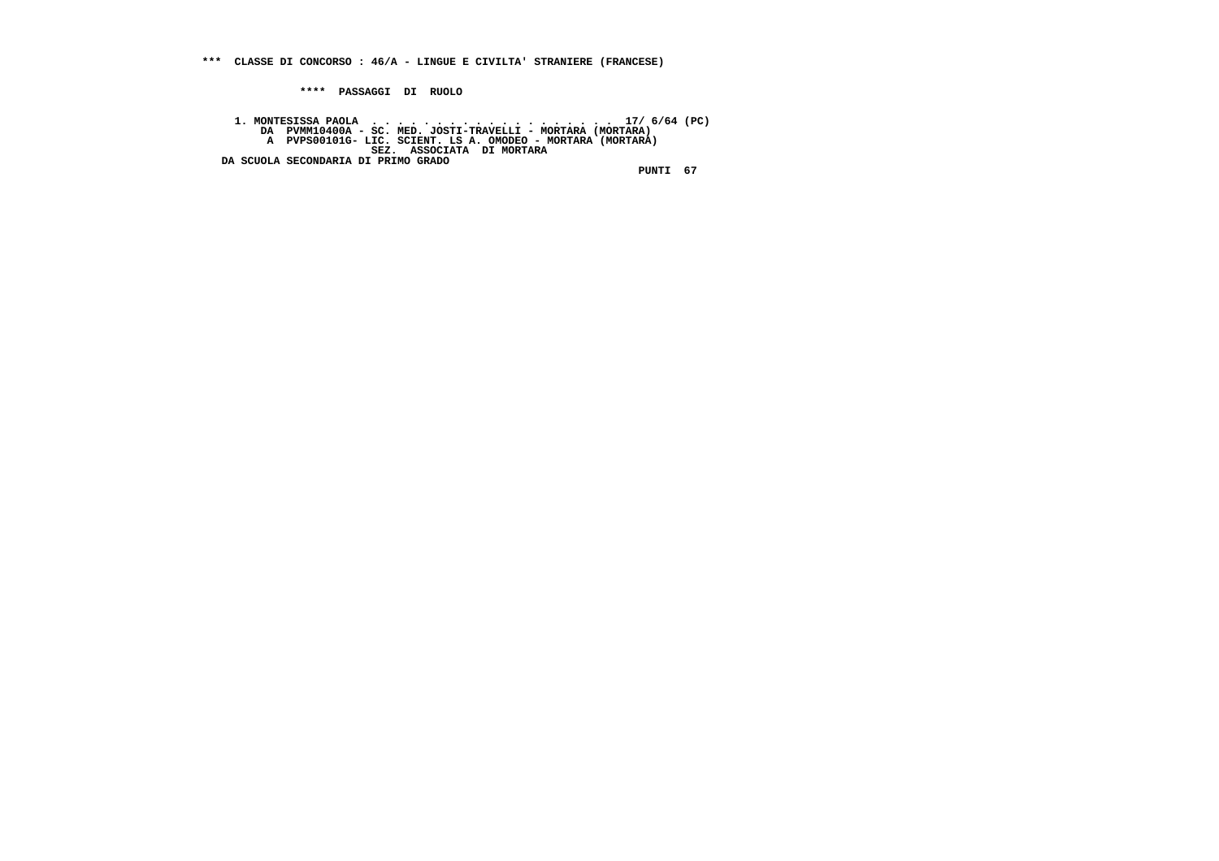**\*\*\* CLASSE DI CONCORSO : 46/A - LINGUE E CIVILTA' STRANIERE (FRANCESE)**

**\*\*\*\* PASSAGGI DI RUOLO**

```
1. MONTESISSA PAOLA  . . . . . . . . . . . . . . . . . . .  17/ 6/64 (PC)
    DA  PVMM10400A - SC. MED. JOSTI-TRAVELLI - MORTARA (MORTARA)
     A  PVPS00101G- LIC. SCIENT. LS A. OMODEO - MORTARA (MORTARA)
                 SEZ.  ASSOCIATA  DI MORTARA
DA SCUOLA SECONDARIA DI PRIMO GRADO
                                                           PUNTI  67
```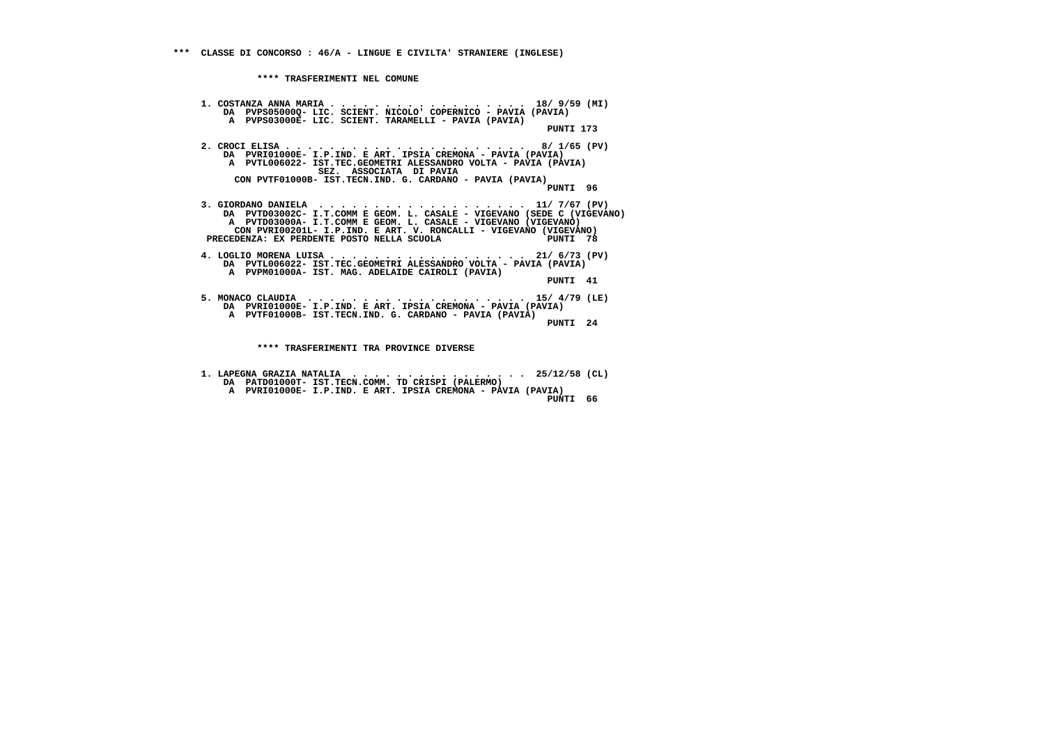### *** CLASSE DI CONCORSO : 46/A - LINGUE E CIVILTA' STRANIERE (INGLESE)

#### **** TRASFERIMENTI NEL COMUNE

1. COSTANZA ANNA MARIA . . . . . . . . . . . . . . . . . . 18/ 9/59 (MI)
   DA PVPS05000Q- LIC. SCIENT. NICOLO' COPERNICO - PAVIA (PAVIA)
   A PVPS03000E- LIC. SCIENT. TARAMELLI - PAVIA (PAVIA)
   PUNTI 173

2. CROCI ELISA . . . . . . . . . . . . . . . . . . . . . 8/ 1/65 (PV)
   DA PVRI01000E- I.P.IND. E ART. IPSIA CREMONA - PAVIA (PAVIA)
   A PVTL006022- IST.TEC.GEOMETRI ALESSANDRO VOLTA - PAVIA (PAVIA)
   SEZ. ASSOCIATA DI PAVIA
   CON PVTF01000B- IST.TECN.IND. G. CARDANO - PAVIA (PAVIA)
   PUNTI 96

3. GIORDANO DANIELA . . . . . . . . . . . . . . . . . . 11/ 7/67 (PV)
   DA PVTD03002C- I.T.COMM E GEOM. L. CASALE - VIGEVANO (SEDE C (VIGEVANO)
   A PVTD03000A- I.T.COMM E GEOM. L. CASALE - VIGEVANO (VIGEVANO)
   CON PVRI00201L- I.P.IND. E ART. V. RONCALLI - VIGEVANO (VIGEVANO)
   PRECEDENZA: EX PERDENTE POSTO NELLA SCUOLA PUNTI 78

4. LOGLIO MORENA LUISA . . . . . . . . . . . . . . . . . 21/ 6/73 (PV)
   DA PVTL006022- IST.TEC.GEOMETRI ALESSANDRO VOLTA - PAVIA (PAVIA)
   A PVPM01000A- IST. MAG. ADELAIDE CAIROLI (PAVIA)
   PUNTI 41

5. MONACO CLAUDIA . . . . . . . . . . . . . . . . . . . 15/ 4/79 (LE)
   DA PVRI01000E- I.P.IND. E ART. IPSIA CREMONA - PAVIA (PAVIA)
   A PVTF01000B- IST.TECN.IND. G. CARDANO - PAVIA (PAVIA)
   PUNTI 24

#### **** TRASFERIMENTI TRA PROVINCE DIVERSE

1. LAPEGNA GRAZIA NATALIA . . . . . . . . . . . . . . . 25/12/58 (CL)
   DA PATD01000T- IST.TECN.COMM. TD CRISPI (PALERMO)
   A PVRI01000E- I.P.IND. E ART. IPSIA CREMONA - PAVIA (PAVIA)
   PUNTI 66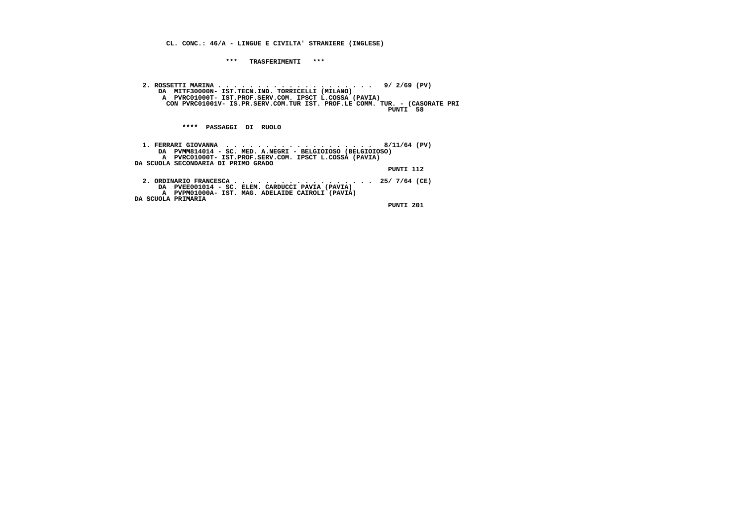**CL. CONC.: 46/A - LINGUE E CIVILTA' STRANIERE (INGLESE)**

**\*\*\* TRASFERIMENTI \*\*\***

**2. ROSSETTI MARINA . . . . . . . . . . . . . . . . . . . . 9/ 2/69 (PV)**
**DA MITF30000N- IST.TECN.IND. TORRICELLI (MILANO)**
**A PVRC01000T- IST.PROF.SERV.COM. IPSCT L.COSSA (PAVIA)**
**CON PVRC01001V- IS.PR.SERV.COM.TUR IST. PROF.LE COMM. TUR. - (CASORATE PRI**
**PUNTI 58**

**\*\*\*\* PASSAGGI DI RUOLO**

**1. FERRARI GIOVANNA . . . . . . . . . . . . . . . . . . . 8/11/64 (PV)**
**DA PVMM814014 - SC. MED. A.NEGRI - BELGIOIOSO (BELGIOIOSO)**
**A PVRC01000T- IST.PROF.SERV.COM. IPSCT L.COSSA (PAVIA)**
**DA SCUOLA SECONDARIA DI PRIMO GRADO**
**PUNTI 112**

**2. ORDINARIO FRANCESCA . . . . . . . . . . . . . . . . . 25/ 7/64 (CE)**
**DA PVEE001014 - SC. ELEM. CARDUCCI PAVIA (PAVIA)**
**A PVPM01000A- IST. MAG. ADELAIDE CAIROLI (PAVIA)**
**DA SCUOLA PRIMARIA**
**PUNTI 201**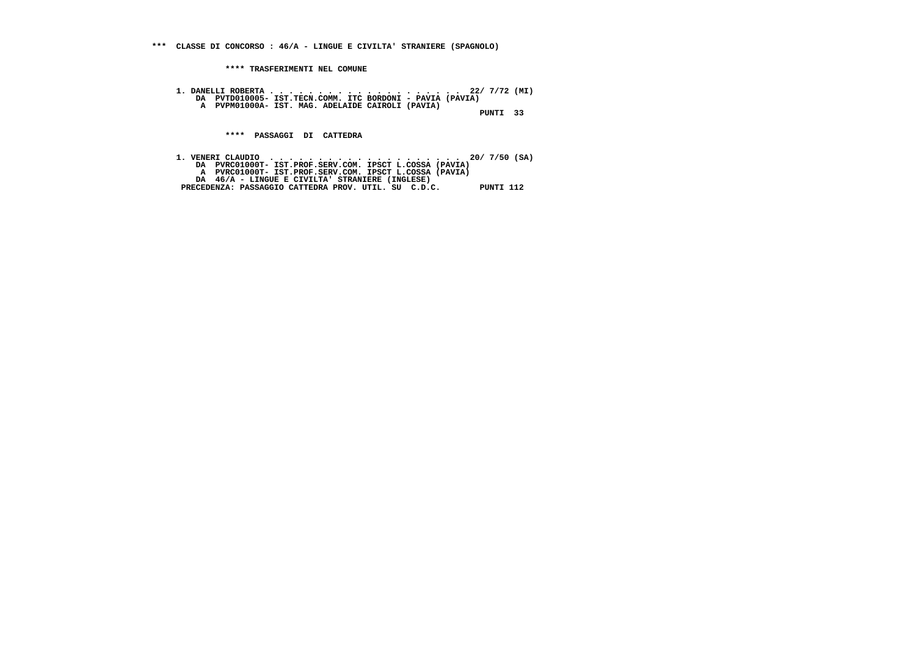**\*\*\* CLASSE DI CONCORSO : 46/A - LINGUE E CIVILTA' STRANIERE (SPAGNOLO)**

**\*\*\*\* TRASFERIMENTI NEL COMUNE**

```
1. DANELLI ROBERTA . . . . . . . . . . . . . . . . . . . .  22/ 7/72 (MI)
    DA  PVTD010005- IST.TECN.COMM. ITC BORDONI - PAVIA (PAVIA)
     A  PVPM01000A- IST. MAG. ADELAIDE CAIROLI (PAVIA)
                                                            PUNTI  33
```

**\*\*\*\* PASSAGGI DI CATTEDRA**

```
1. VENERI CLAUDIO  . . . . . . . . . . . . . . . . . . . .  20/ 7/50 (SA)
    DA  PVRC01000T- IST.PROF.SERV.COM. IPSCT L.COSSA (PAVIA)
     A  PVRC01000T- IST.PROF.SERV.COM. IPSCT L.COSSA (PAVIA)
    DA  46/A - LINGUE E CIVILTA' STRANIERE (INGLESE)
 PRECEDENZA: PASSAGGIO CATTEDRA PROV. UTIL. SU  C.D.C.        PUNTI 112
```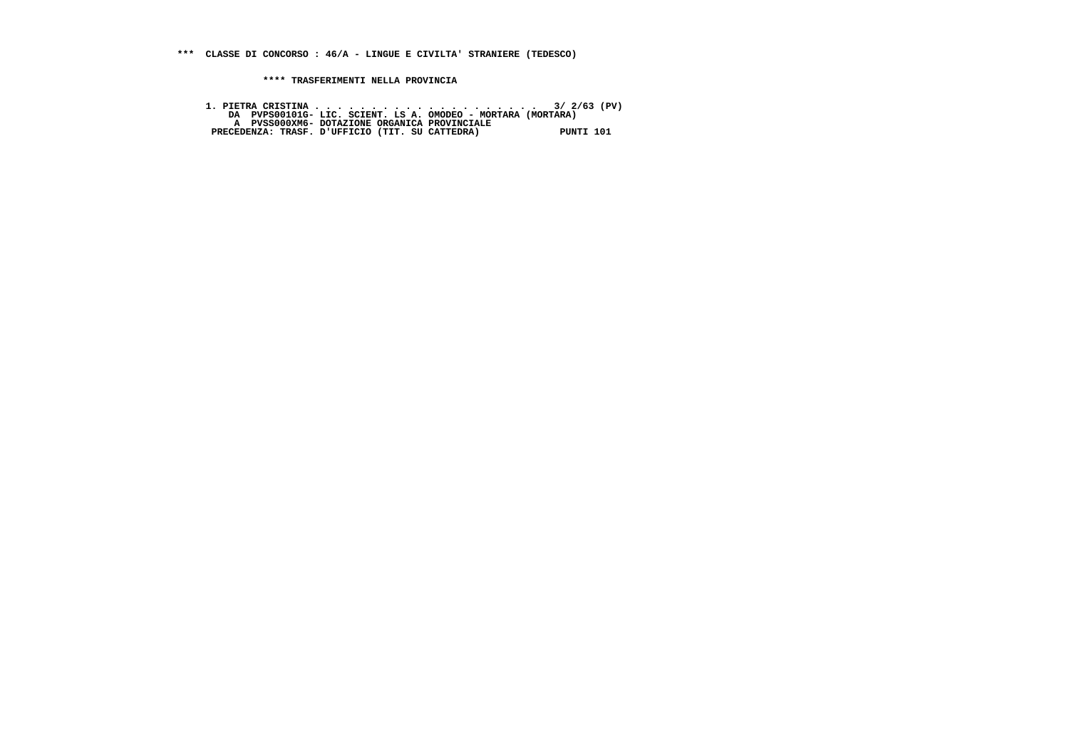**\*\*\* CLASSE DI CONCORSO : 46/A - LINGUE E CIVILTA' STRANIERE (TEDESCO)**

**\*\*\*\* TRASFERIMENTI NELLA PROVINCIA**

```
1. PIETRA CRISTINA . . . . . . . . . . . . . . . . . . . .  3/ 2/63 (PV)
    DA  PVPS00101G- LIC. SCIENT. LS A. OMODEO - MORTARA (MORTARA)
     A  PVSS000XM6- DOTAZIONE ORGANICA PROVINCIALE
 PRECEDENZA: TRASF. D'UFFICIO (TIT. SU CATTEDRA)              PUNTI 101
```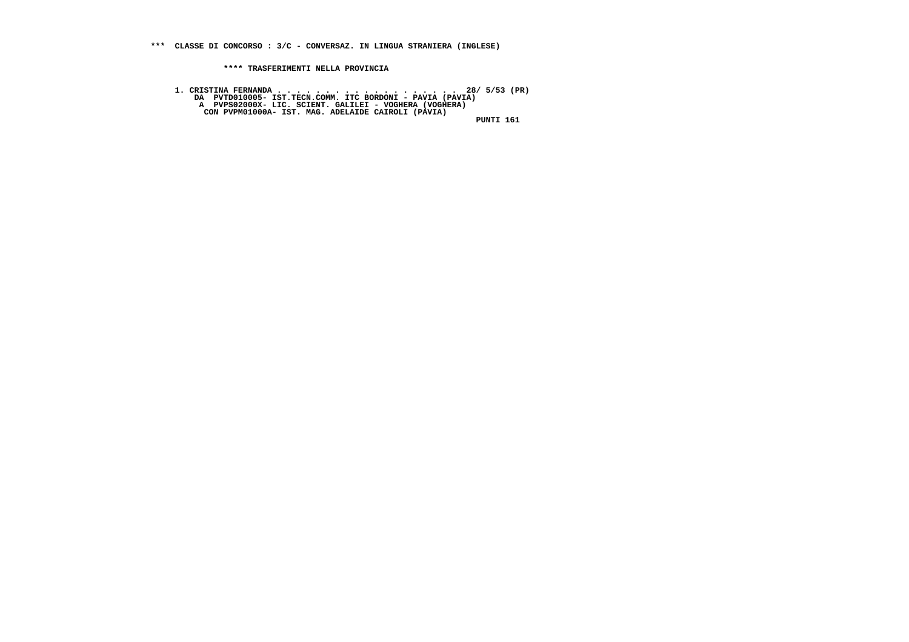**\*\*\* CLASSE DI CONCORSO : 3/C - CONVERSAZ. IN LINGUA STRANIERA (INGLESE)**

**\*\*\*\* TRASFERIMENTI NELLA PROVINCIA**

```
1. CRISTINA FERNANDA . . . . . . . . . . . . . . . . . . .  28/ 5/53 (PR)
    DA  PVTD010005- IST.TECN.COMM. ITC BORDONI - PAVIA (PAVIA)
     A  PVPS02000X- LIC. SCIENT. GALILEI - VOGHERA (VOGHERA)
      CON PVPM01000A- IST. MAG. ADELAIDE CAIROLI (PAVIA)
                                                               PUNTI 161
```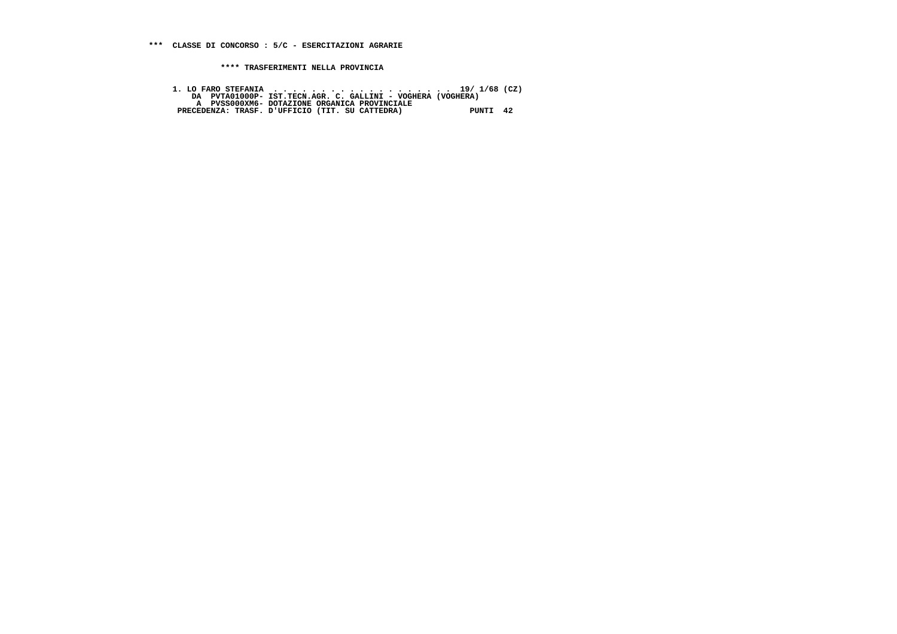**\*\*\*  CLASSE DI CONCORSO : 5/C - ESERCITAZIONI AGRARIE**

**\*\*\*\* TRASFERIMENTI NELLA PROVINCIA**

```
1. LO FARO STEFANIA  . . . . . . . . . . . . . . . . . . .  19/ 1/68 (CZ)
    DA  PVTA01000P- IST.TECN.AGR. C. GALLINI - VOGHERA (VOGHERA)
     A  PVSS000XM6- DOTAZIONE ORGANICA PROVINCIALE
 PRECEDENZA: TRASF. D'UFFICIO (TIT. SU CATTEDRA)              PUNTI  42
```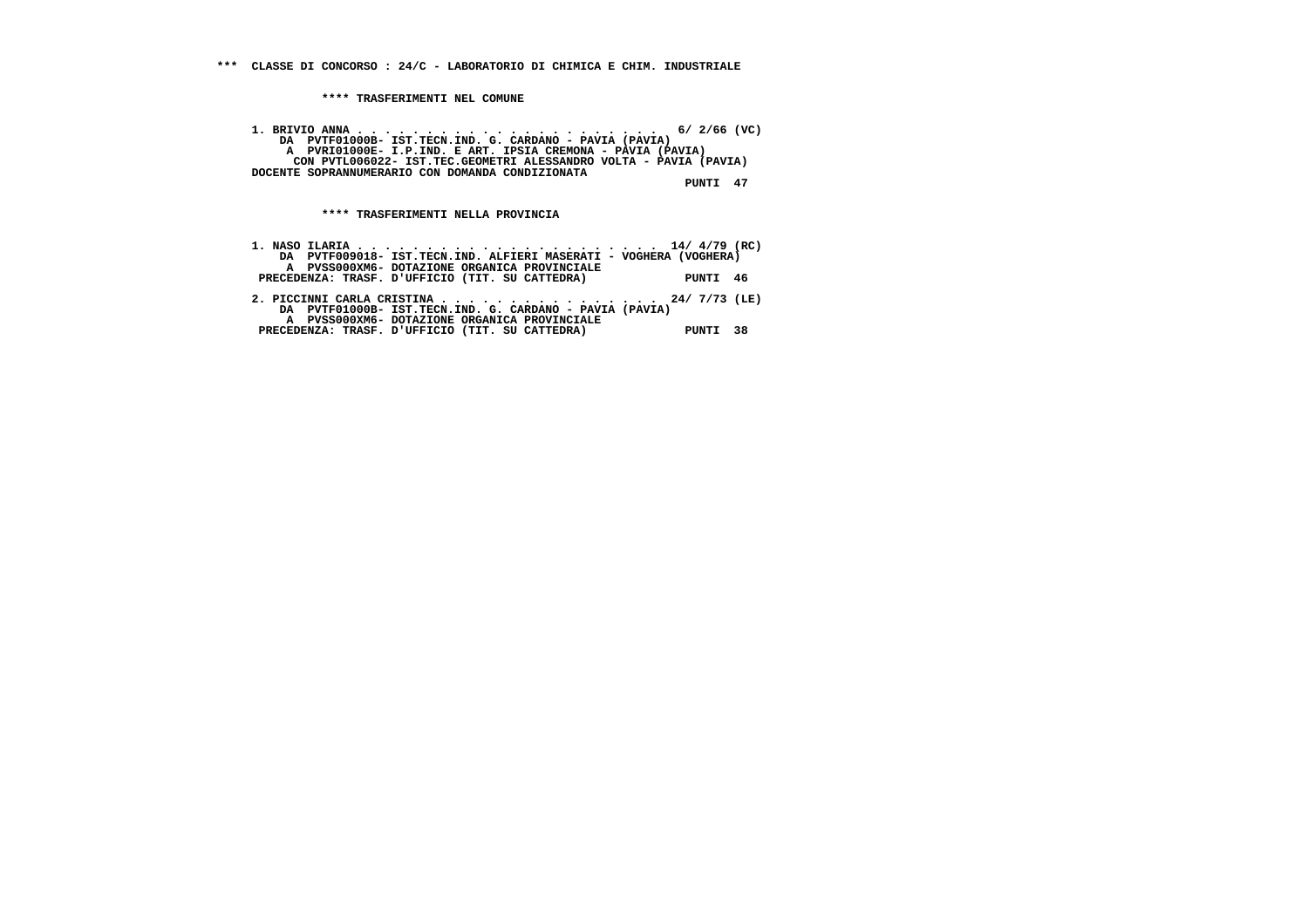**\*\*\* CLASSE DI CONCORSO : 24/C - LABORATORIO DI CHIMICA E CHIM. INDUSTRIALE**

**\*\*\*\* TRASFERIMENTI NEL COMUNE**

```
1. BRIVIO ANNA . . . . . . . . . . . . . . . . . . . . . . .  6/ 2/66 (VC)
    DA  PVTF01000B- IST.TECN.IND. G. CARDANO - PAVIA (PAVIA)
     A  PVRI01000E- I.P.IND. E ART. IPSIA CREMONA - PAVIA (PAVIA)
     CON PVTL006022- IST.TEC.GEOMETRI ALESSANDRO VOLTA - PAVIA (PAVIA)
DOCENTE SOPRANNUMERARIO CON DOMANDA CONDIZIONATA
                                                               PUNTI  47
```

**\*\*\*\* TRASFERIMENTI NELLA PROVINCIA**

```
1. NASO ILARIA . . . . . . . . . . . . . . . . . . . . . . . 14/ 4/79 (RC)
    DA  PVTF009018- IST.TECN.IND. ALFIERI MASERATI - VOGHERA (VOGHERA)
     A  PVSS000XM6- DOTAZIONE ORGANICA PROVINCIALE
 PRECEDENZA: TRASF. D'UFFICIO (TIT. SU CATTEDRA)              PUNTI  46

2. PICCINNI CARLA CRISTINA . . . . . . . . . . . . . . . . . 24/ 7/73 (LE)
    DA  PVTF01000B- IST.TECN.IND. G. CARDANO - PAVIA (PAVIA)
     A  PVSS000XM6- DOTAZIONE ORGANICA PROVINCIALE
 PRECEDENZA: TRASF. D'UFFICIO (TIT. SU CATTEDRA)              PUNTI  38
```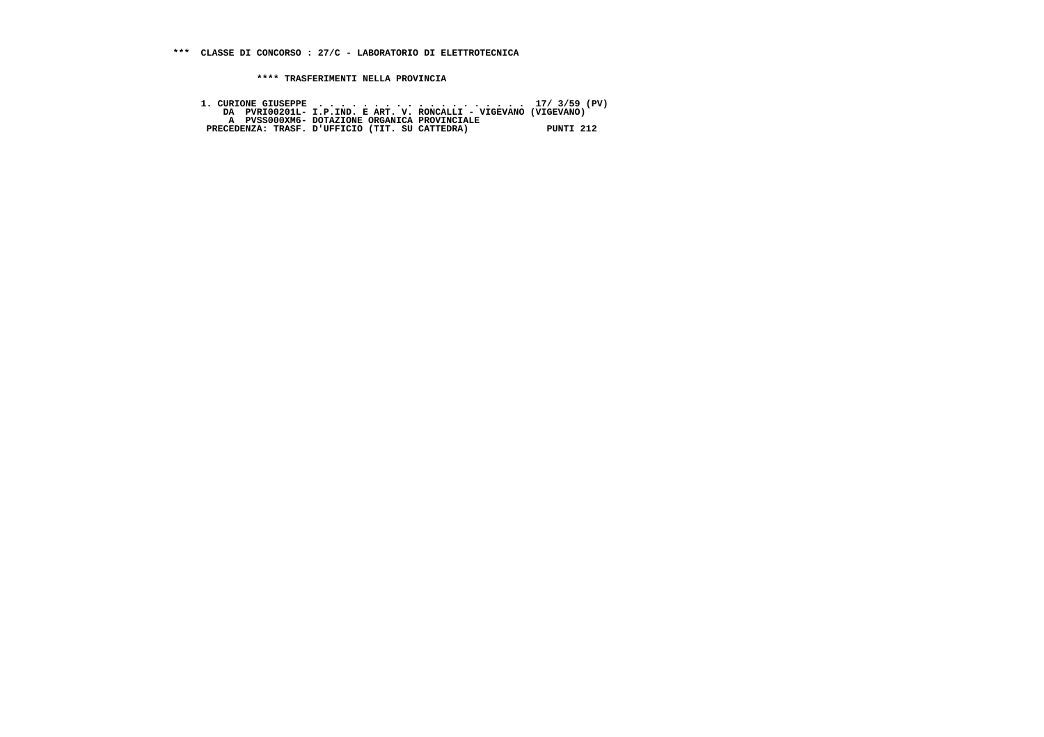**\*\*\* CLASSE DI CONCORSO : 27/C - LABORATORIO DI ELETTROTECNICA**

**\*\*\*\* TRASFERIMENTI NELLA PROVINCIA**

```
1. CURIONE GIUSEPPE  . . . . . . . . . . . . . . . . . . . .  17/ 3/59 (PV)
    DA  PVRI00201L- I.P.IND. E ART. V. RONCALLI - VIGEVANO (VIGEVANO)
     A  PVSS000XM6- DOTAZIONE ORGANICA PROVINCIALE
 PRECEDENZA: TRASF. D'UFFICIO (TIT. SU CATTEDRA)             PUNTI 212
```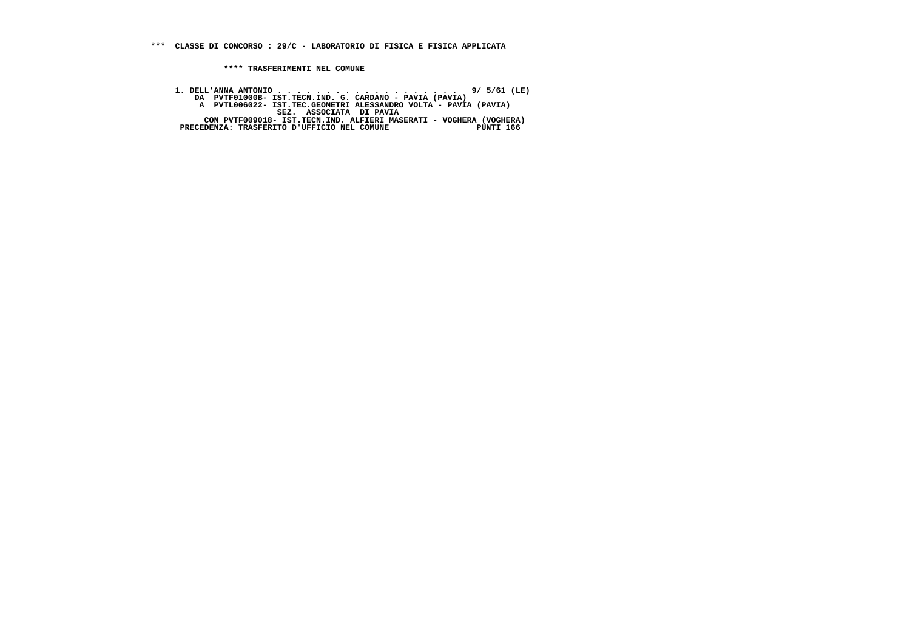**\*\*\* CLASSE DI CONCORSO : 29/C - LABORATORIO DI FISICA E FISICA APPLICATA**

**\*\*\*\* TRASFERIMENTI NEL COMUNE**

```
1. DELL'ANNA ANTONIO . . . . . . . . . . . . . . . . . . .  9/ 5/61 (LE)
    DA  PVTF01000B- IST.TECN.IND. G. CARDANO - PAVIA (PAVIA)
     A  PVTL006022- IST.TEC.GEOMETRI ALESSANDRO VOLTA - PAVIA (PAVIA)
                    SEZ.  ASSOCIATA  DI PAVIA
      CON PVTF009018- IST.TECN.IND. ALFIERI MASERATI - VOGHERA (VOGHERA)
 PRECEDENZA: TRASFERITO D'UFFICIO NEL COMUNE                  PUNTI 166
```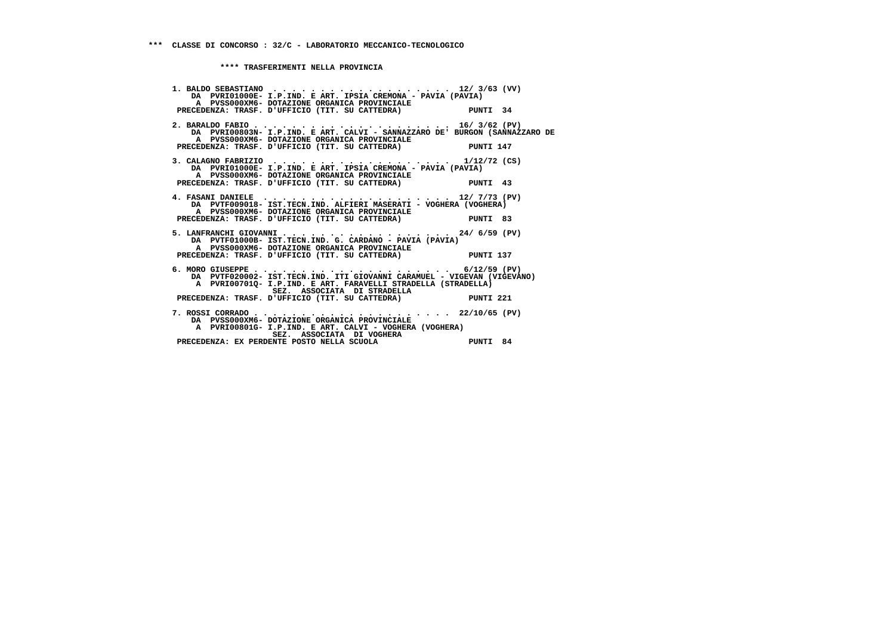*** CLASSE DI CONCORSO : 32/C - LABORATORIO MECCANICO-TECNOLOGICO

**** TRASFERIMENTI NELLA PROVINCIA

1. BALDO SEBASTIANO . . . . . . . . . . . . . . . . . . . . 12/ 3/63 (VV)
   DA PVRI01000E- I.P.IND. E ART. IPSIA CREMONA - PAVIA (PAVIA)
   A PVSS000XM6- DOTAZIONE ORGANICA PROVINCIALE
   PRECEDENZA: TRASF. D'UFFICIO (TIT. SU CATTEDRA) PUNTI 34

2. BARALDO FABIO . . . . . . . . . . . . . . . . . . . . . 16/ 3/62 (PV)
   DA PVRI00803N- I.P.IND. E ART. CALVI - SANNAZZARO DE' BURGON (SANNAZZARO DE
   A PVSS000XM6- DOTAZIONE ORGANICA PROVINCIALE
   PRECEDENZA: TRASF. D'UFFICIO (TIT. SU CATTEDRA) PUNTI 147

3. CALAGNO FABRIZIO . . . . . . . . . . . . . . . . . . . 1/12/72 (CS)
   DA PVRI01000E- I.P.IND. E ART. IPSIA CREMONA - PAVIA (PAVIA)
   A PVSS000XM6- DOTAZIONE ORGANICA PROVINCIALE
   PRECEDENZA: TRASF. D'UFFICIO (TIT. SU CATTEDRA) PUNTI 43

4. FASANI DANIELE . . . . . . . . . . . . . . . . . . . . 12/ 7/73 (PV)
   DA PVTF009018- IST.TECN.IND. ALFIERI MASERATI - VOGHERA (VOGHERA)
   A PVSS000XM6- DOTAZIONE ORGANICA PROVINCIALE
   PRECEDENZA: TRASF. D'UFFICIO (TIT. SU CATTEDRA) PUNTI 83

5. LANFRANCHI GIOVANNI . . . . . . . . . . . . . . . . . . 24/ 6/59 (PV)
   DA PVTF01000B- IST.TECN.IND. G. CARDANO - PAVIA (PAVIA)
   A PVSS000XM6- DOTAZIONE ORGANICA PROVINCIALE
   PRECEDENZA: TRASF. D'UFFICIO (TIT. SU CATTEDRA) PUNTI 137

6. MORO GIUSEPPE . . . . . . . . . . . . . . . . . . . . . 6/12/59 (PV)
   DA PVTF020002- IST.TECN.IND. ITI GIOVANNI CARAMUEL - VIGEVAN (VIGEVANO)
   A PVRI00701Q- I.P.IND. E ART. FARAVELLI STRADELLA (STRADELLA)
   SEZ. ASSOCIATA DI STRADELLA
   PRECEDENZA: TRASF. D'UFFICIO (TIT. SU CATTEDRA) PUNTI 221

7. ROSSI CORRADO . . . . . . . . . . . . . . . . . . . . . 22/10/65 (PV)
   DA PVSS000XM6- DOTAZIONE ORGANICA PROVINCIALE
   A PVRI00801G- I.P.IND. E ART. CALVI - VOGHERA (VOGHERA)
   SEZ. ASSOCIATA DI VOGHERA
   PRECEDENZA: EX PERDENTE POSTO NELLA SCUOLA PUNTI 84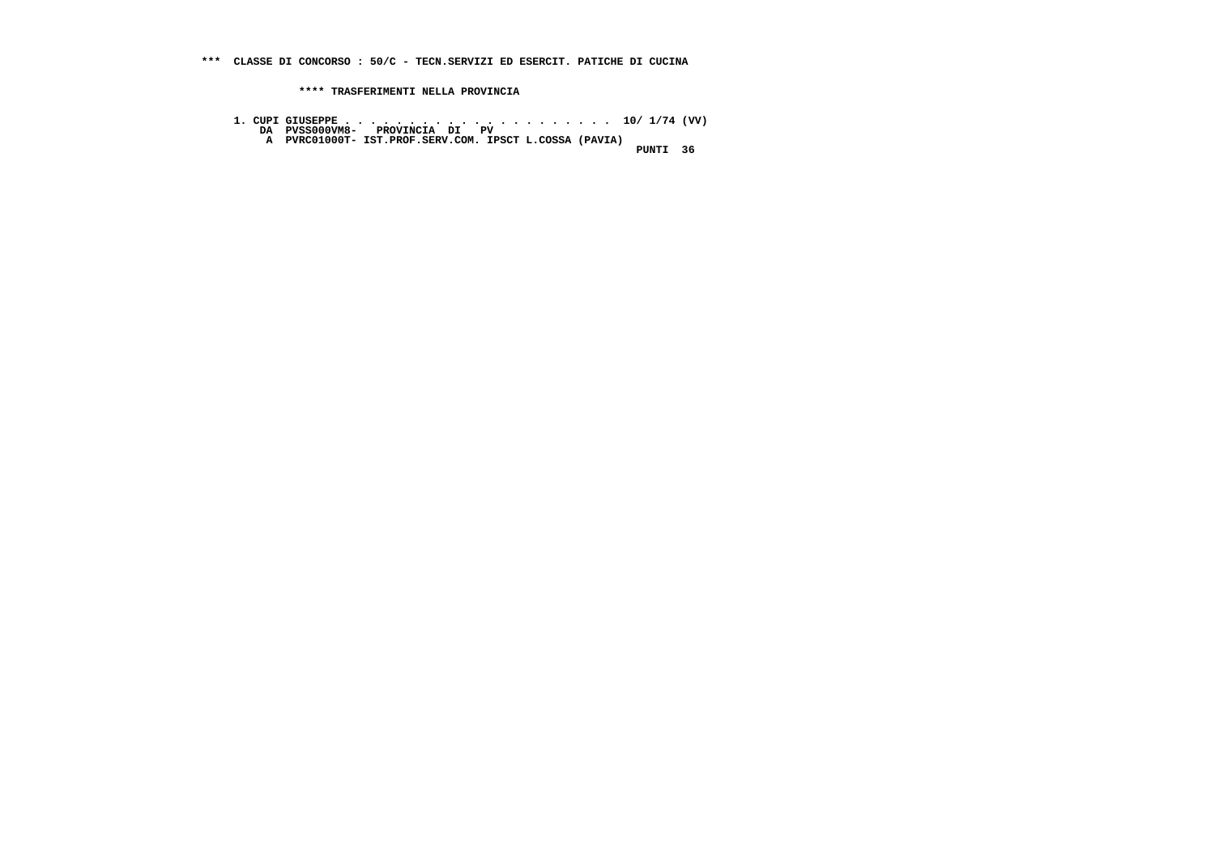**\*\*\* CLASSE DI CONCORSO : 50/C - TECN.SERVIZI ED ESERCIT. PATICHE DI CUCINA**

**\*\*\*\* TRASFERIMENTI NELLA PROVINCIA**

```
1. CUPI GIUSEPPE . . . . . . . . . . . . . . . . . . . . .  10/ 1/74 (VV)
    DA  PVSS000VM8-   PROVINCIA  DI   PV
     A  PVRC01000T- IST.PROF.SERV.COM. IPSCT L.COSSA (PAVIA)
                                                             PUNTI  36
```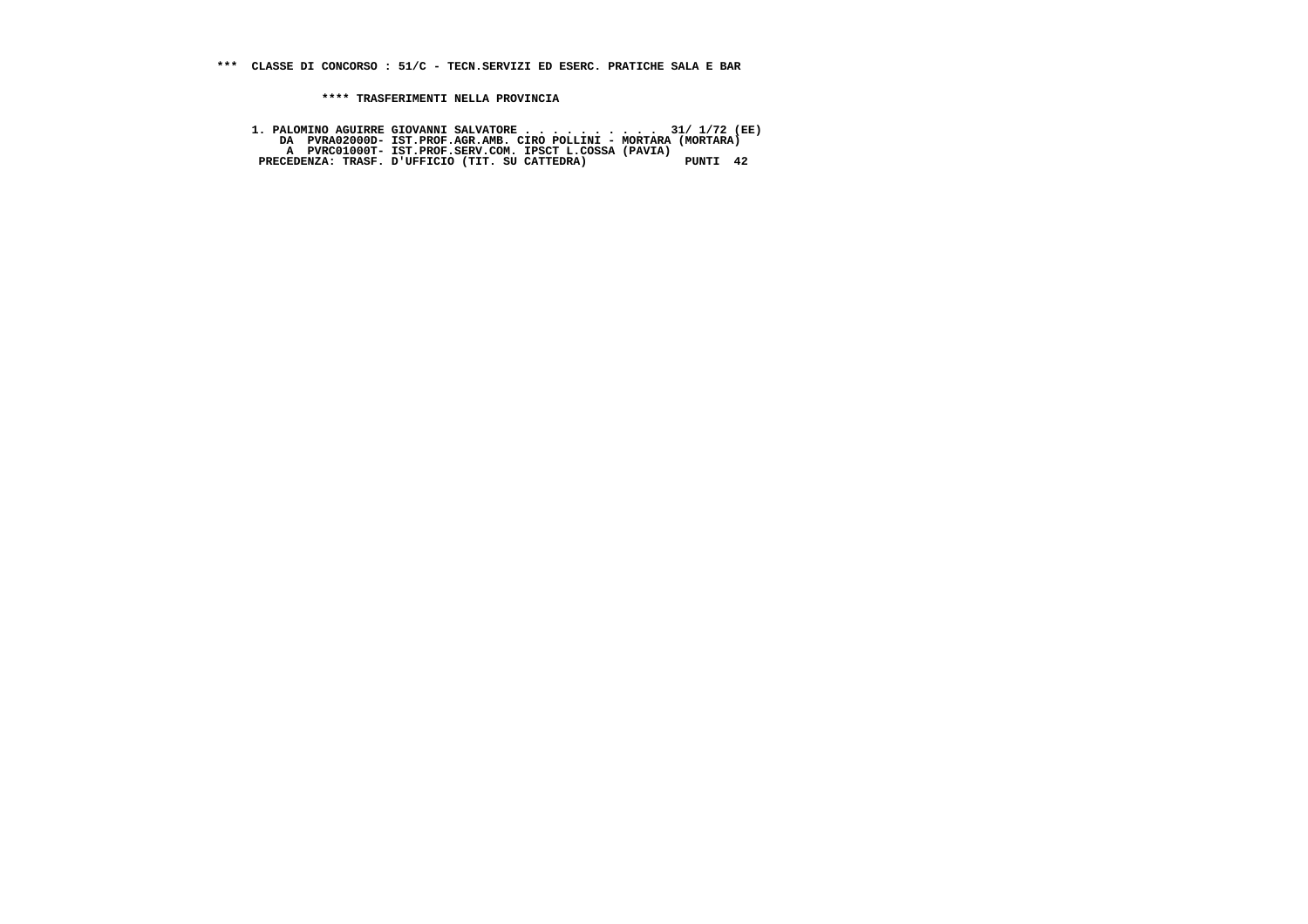**\*\*\* CLASSE DI CONCORSO : 51/C - TECN.SERVIZI ED ESERC. PRATICHE SALA E BAR**

**\*\*\*\* TRASFERIMENTI NELLA PROVINCIA**

```
1. PALOMINO AGUIRRE GIOVANNI SALVATORE . . . . . . . . . .  31/ 1/72 (EE)
    DA  PVRA02000D- IST.PROF.AGR.AMB. CIRO POLLINI - MORTARA (MORTARA)
     A  PVRC01000T- IST.PROF.SERV.COM. IPSCT L.COSSA (PAVIA)
 PRECEDENZA: TRASF. D'UFFICIO (TIT. SU CATTEDRA)              PUNTI  42
```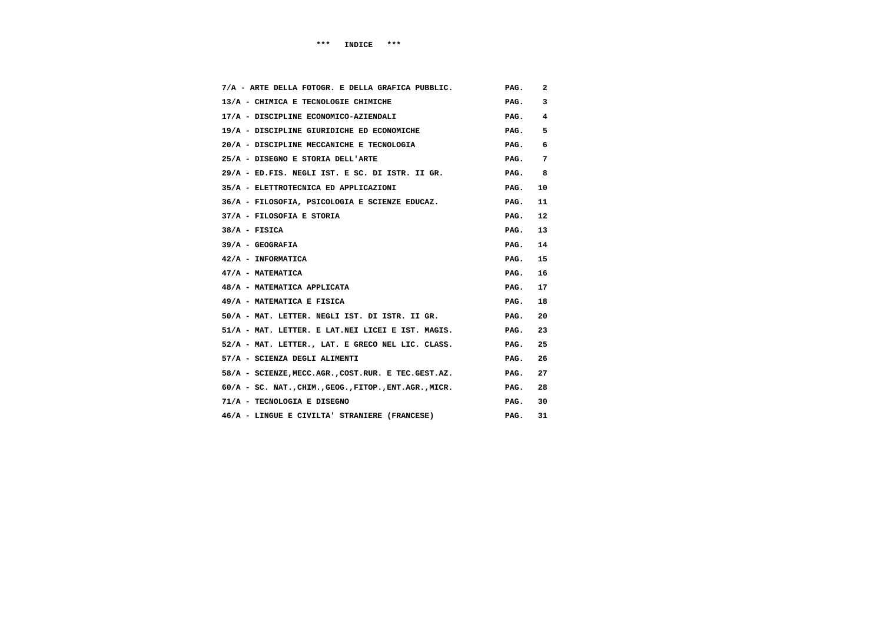# \*\*\* INDICE \*\*\*

| | | |
|---|---|---|
| 7/A - ARTE DELLA FOTOGR. E DELLA GRAFICA PUBBLIC. | PAG. | 2 |
| 13/A - CHIMICA E TECNOLOGIE CHIMICHE | PAG. | 3 |
| 17/A - DISCIPLINE ECONOMICO-AZIENDALI | PAG. | 4 |
| 19/A - DISCIPLINE GIURIDICHE ED ECONOMICHE | PAG. | 5 |
| 20/A - DISCIPLINE MECCANICHE E TECNOLOGIA | PAG. | 6 |
| 25/A - DISEGNO E STORIA DELL'ARTE | PAG. | 7 |
| 29/A - ED.FIS. NEGLI IST. E SC. DI ISTR. II GR. | PAG. | 8 |
| 35/A - ELETTROTECNICA ED APPLICAZIONI | PAG. | 10 |
| 36/A - FILOSOFIA, PSICOLOGIA E SCIENZE EDUCAZ. | PAG. | 11 |
| 37/A - FILOSOFIA E STORIA | PAG. | 12 |
| 38/A - FISICA | PAG. | 13 |
| 39/A - GEOGRAFIA | PAG. | 14 |
| 42/A - INFORMATICA | PAG. | 15 |
| 47/A - MATEMATICA | PAG. | 16 |
| 48/A - MATEMATICA APPLICATA | PAG. | 17 |
| 49/A - MATEMATICA E FISICA | PAG. | 18 |
| 50/A - MAT. LETTER. NEGLI IST. DI ISTR. II GR. | PAG. | 20 |
| 51/A - MAT. LETTER. E LAT.NEI LICEI E IST. MAGIS. | PAG. | 23 |
| 52/A - MAT. LETTER., LAT. E GRECO NEL LIC. CLASS. | PAG. | 25 |
| 57/A - SCIENZA DEGLI ALIMENTI | PAG. | 26 |
| 58/A - SCIENZE,MECC.AGR.,COST.RUR. E TEC.GEST.AZ. | PAG. | 27 |
| 60/A - SC. NAT.,CHIM.,GEOG.,FITOP.,ENT.AGR.,MICR. | PAG. | 28 |
| 71/A - TECNOLOGIA E DISEGNO | PAG. | 30 |
| 46/A - LINGUE E CIVILTA' STRANIERE (FRANCESE) | PAG. | 31 |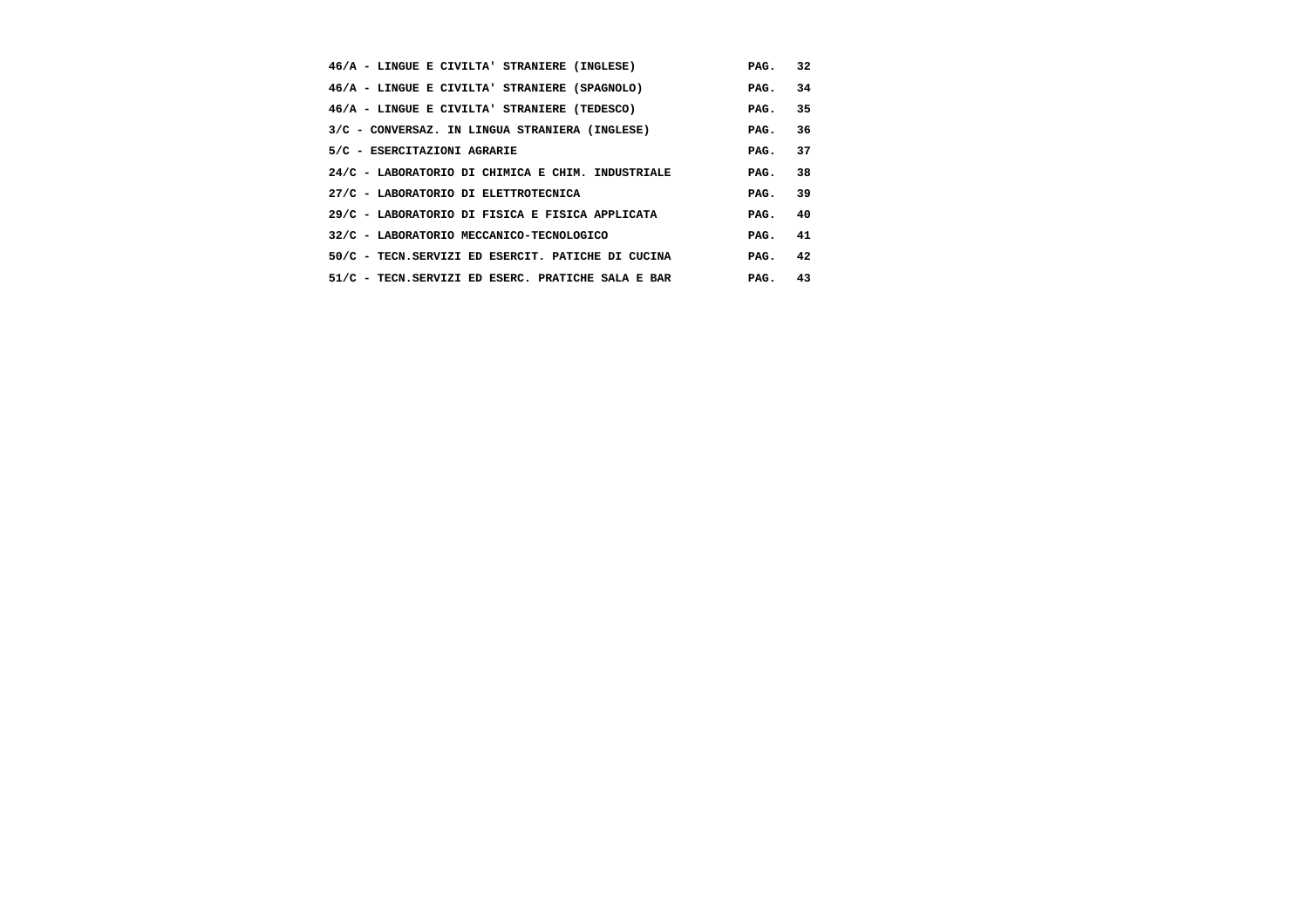| | | |
|---|---|---|
| **46/A - LINGUE E CIVILTA' STRANIERE (INGLESE)** | **PAG.** | **32** |
| **46/A - LINGUE E CIVILTA' STRANIERE (SPAGNOLO)** | **PAG.** | **34** |
| **46/A - LINGUE E CIVILTA' STRANIERE (TEDESCO)** | **PAG.** | **35** |
| **3/C - CONVERSAZ. IN LINGUA STRANIERA (INGLESE)** | **PAG.** | **36** |
| **5/C - ESERCITAZIONI AGRARIE** | **PAG.** | **37** |
| **24/C - LABORATORIO DI CHIMICA E CHIM. INDUSTRIALE** | **PAG.** | **38** |
| **27/C - LABORATORIO DI ELETTROTECNICA** | **PAG.** | **39** |
| **29/C - LABORATORIO DI FISICA E FISICA APPLICATA** | **PAG.** | **40** |
| **32/C - LABORATORIO MECCANICO-TECNOLOGICO** | **PAG.** | **41** |
| **50/C - TECN.SERVIZI ED ESERCIT. PATICHE DI CUCINA** | **PAG.** | **42** |
| **51/C - TECN.SERVIZI ED ESERC. PRATICHE SALA E BAR** | **PAG.** | **43** |